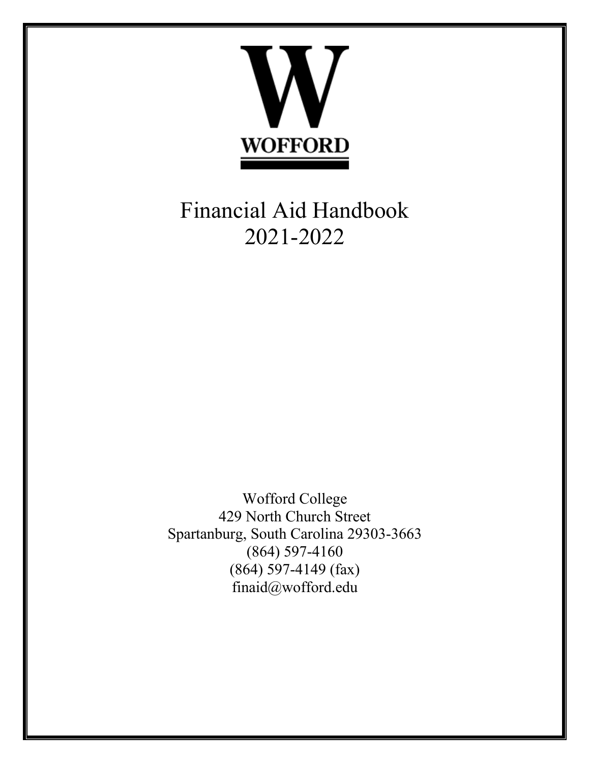# WOFFORD

# Financial Aid Handbook
# 2021-2022

Wofford College
429 North Church Street
Spartanburg, South Carolina 29303-3663
(864) 597-4160
(864) 597-4149 (fax)
finaid@wofford.edu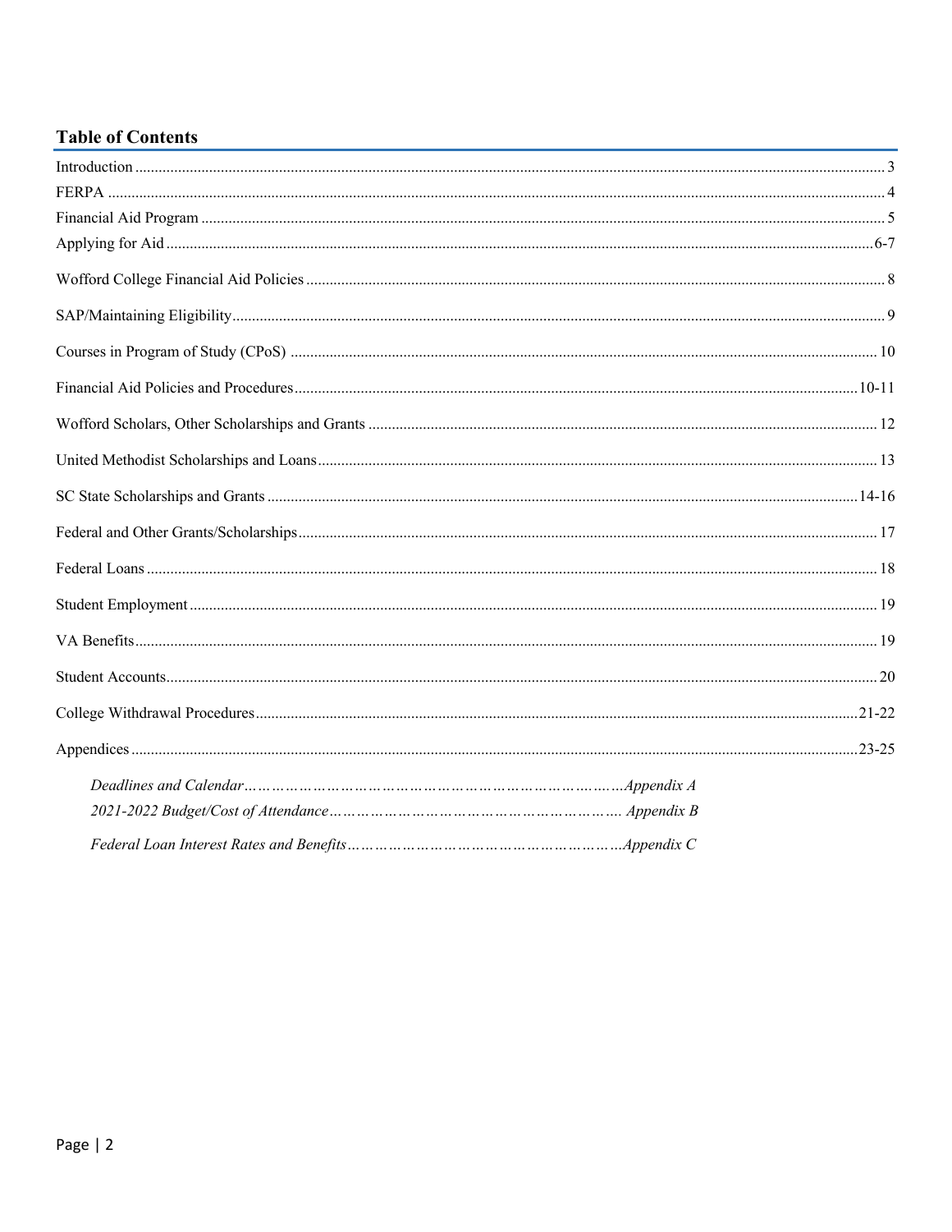## Table of Contents

Introduction ........................................................................................................ 3

FERPA ................................................................................................................. 4

Financial Aid Program ......................................................................................... 5

Applying for Aid ................................................................................................ 6-7

Wofford College Financial Aid Policies ............................................................... 8

SAP/Maintaining Eligibility .................................................................................. 9

Courses in Program of Study (CPoS) ................................................................ 10

Financial Aid Policies and Procedures ........................................................... 10-11

Wofford Scholars, Other Scholarships and Grants ............................................ 12

United Methodist Scholarships and Loans ......................................................... 13

SC State Scholarships and Grants ................................................................. 14-16

Federal and Other Grants/Scholarships ............................................................. 17

Federal Loans ..................................................................................................... 18

Student Employment .......................................................................................... 19

VA Benefits ........................................................................................................ 19

Student Accounts ............................................................................................... 20

College Withdrawal Procedures .................................................................... 21-22

Appendices ..................................................................................................... 23-25

*Deadlines and Calendar……………………………………………………………Appendix A*

*2021-2022 Budget/Cost of Attendance…………………………………………………. Appendix B*

*Federal Loan Interest Rates and Benefits………………………………………………Appendix C*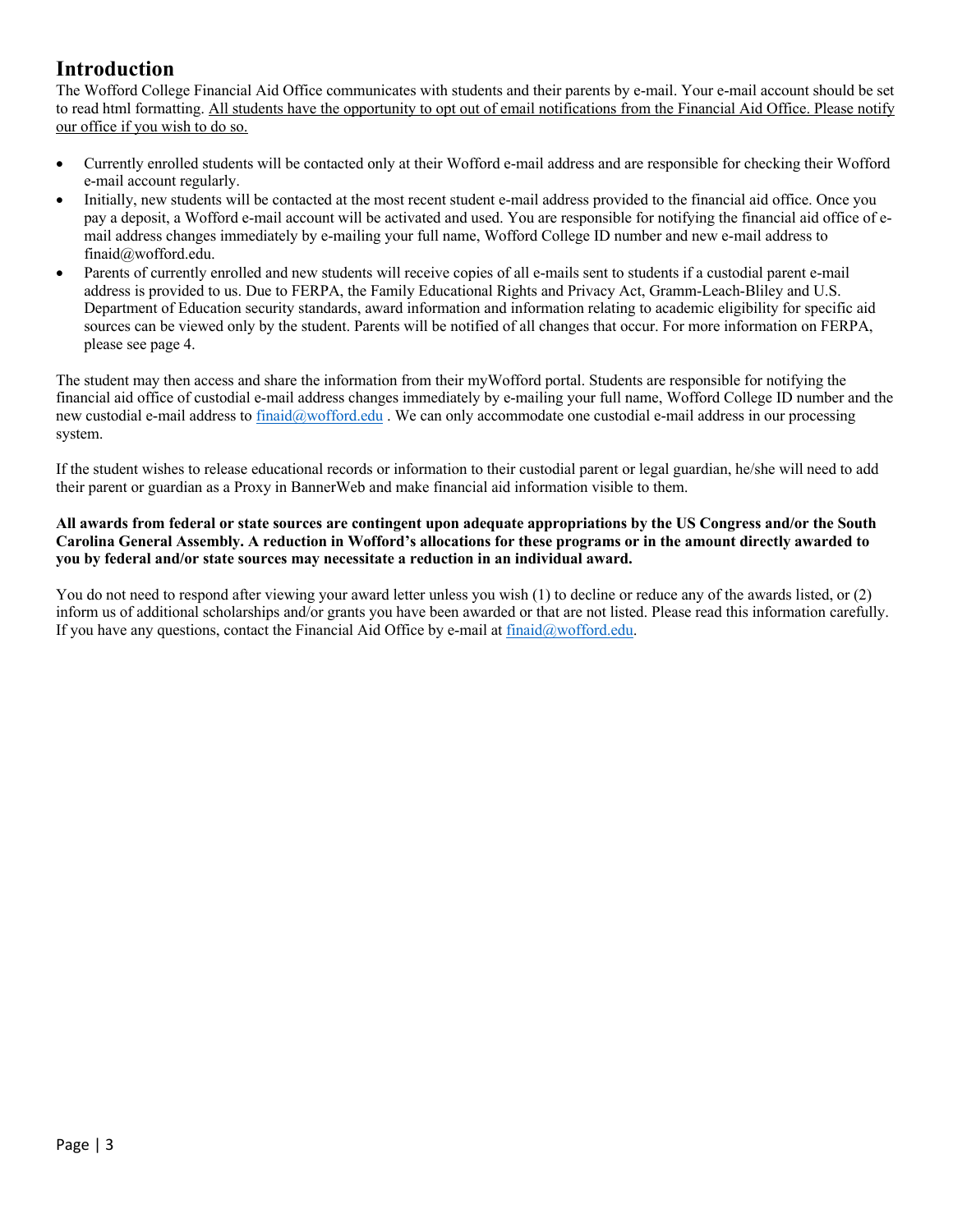# Introduction

The Wofford College Financial Aid Office communicates with students and their parents by e-mail. Your e-mail account should be set to read html formatting. <u>All students have the opportunity to opt out of email notifications from the Financial Aid Office. Please notify our office if you wish to do so.</u>

- Currently enrolled students will be contacted only at their Wofford e-mail address and are responsible for checking their Wofford e-mail account regularly.
- Initially, new students will be contacted at the most recent student e-mail address provided to the financial aid office. Once you pay a deposit, a Wofford e-mail account will be activated and used. You are responsible for notifying the financial aid office of e-mail address changes immediately by e-mailing your full name, Wofford College ID number and new e-mail address to finaid@wofford.edu.
- Parents of currently enrolled and new students will receive copies of all e-mails sent to students if a custodial parent e-mail address is provided to us. Due to FERPA, the Family Educational Rights and Privacy Act, Gramm-Leach-Bliley and U.S. Department of Education security standards, award information and information relating to academic eligibility for specific aid sources can be viewed only by the student. Parents will be notified of all changes that occur. For more information on FERPA, please see page 4.

The student may then access and share the information from their myWofford portal. Students are responsible for notifying the financial aid office of custodial e-mail address changes immediately by e-mailing your full name, Wofford College ID number and the new custodial e-mail address to finaid@wofford.edu . We can only accommodate one custodial e-mail address in our processing system.

If the student wishes to release educational records or information to their custodial parent or legal guardian, he/she will need to add their parent or guardian as a Proxy in BannerWeb and make financial aid information visible to them.

**All awards from federal or state sources are contingent upon adequate appropriations by the US Congress and/or the South Carolina General Assembly. A reduction in Wofford's allocations for these programs or in the amount directly awarded to you by federal and/or state sources may necessitate a reduction in an individual award.**

You do not need to respond after viewing your award letter unless you wish (1) to decline or reduce any of the awards listed, or (2) inform us of additional scholarships and/or grants you have been awarded or that are not listed. Please read this information carefully. If you have any questions, contact the Financial Aid Office by e-mail at finaid@wofford.edu.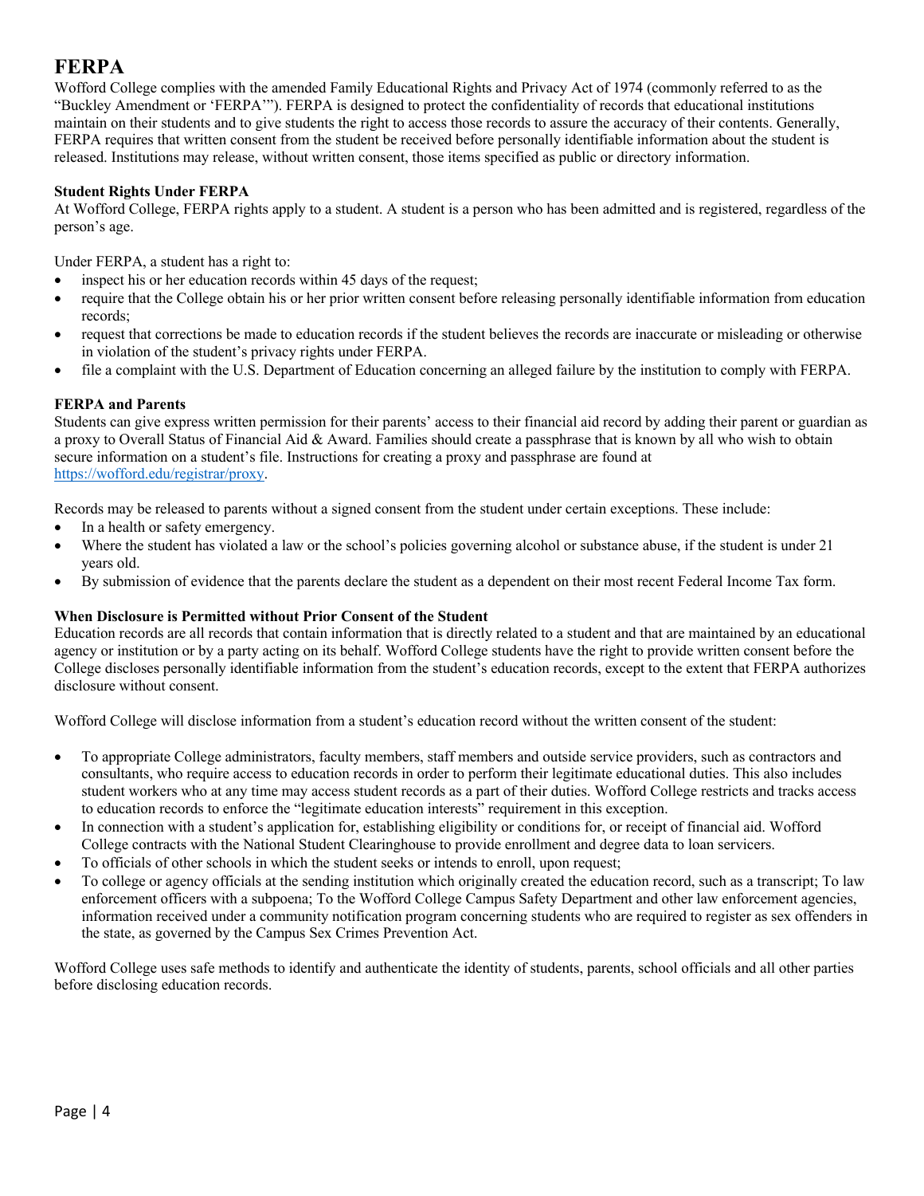# FERPA

Wofford College complies with the amended Family Educational Rights and Privacy Act of 1974 (commonly referred to as the "Buckley Amendment or 'FERPA'"). FERPA is designed to protect the confidentiality of records that educational institutions maintain on their students and to give students the right to access those records to assure the accuracy of their contents. Generally, FERPA requires that written consent from the student be received before personally identifiable information about the student is released. Institutions may release, without written consent, those items specified as public or directory information.

**Student Rights Under FERPA**

At Wofford College, FERPA rights apply to a student. A student is a person who has been admitted and is registered, regardless of the person's age.

Under FERPA, a student has a right to:

- inspect his or her education records within 45 days of the request;
- require that the College obtain his or her prior written consent before releasing personally identifiable information from education records;
- request that corrections be made to education records if the student believes the records are inaccurate or misleading or otherwise in violation of the student's privacy rights under FERPA.
- file a complaint with the U.S. Department of Education concerning an alleged failure by the institution to comply with FERPA.

**FERPA and Parents**

Students can give express written permission for their parents' access to their financial aid record by adding their parent or guardian as a proxy to Overall Status of Financial Aid & Award. Families should create a passphrase that is known by all who wish to obtain secure information on a student's file. Instructions for creating a proxy and passphrase are found at https://wofford.edu/registrar/proxy.

Records may be released to parents without a signed consent from the student under certain exceptions. These include:

- In a health or safety emergency.
- Where the student has violated a law or the school's policies governing alcohol or substance abuse, if the student is under 21 years old.
- By submission of evidence that the parents declare the student as a dependent on their most recent Federal Income Tax form.

**When Disclosure is Permitted without Prior Consent of the Student**

Education records are all records that contain information that is directly related to a student and that are maintained by an educational agency or institution or by a party acting on its behalf. Wofford College students have the right to provide written consent before the College discloses personally identifiable information from the student's education records, except to the extent that FERPA authorizes disclosure without consent.

Wofford College will disclose information from a student's education record without the written consent of the student:

- To appropriate College administrators, faculty members, staff members and outside service providers, such as contractors and consultants, who require access to education records in order to perform their legitimate educational duties. This also includes student workers who at any time may access student records as a part of their duties. Wofford College restricts and tracks access to education records to enforce the "legitimate education interests" requirement in this exception.
- In connection with a student's application for, establishing eligibility or conditions for, or receipt of financial aid. Wofford College contracts with the National Student Clearinghouse to provide enrollment and degree data to loan servicers.
- To officials of other schools in which the student seeks or intends to enroll, upon request;
- To college or agency officials at the sending institution which originally created the education record, such as a transcript; To law enforcement officers with a subpoena; To the Wofford College Campus Safety Department and other law enforcement agencies, information received under a community notification program concerning students who are required to register as sex offenders in the state, as governed by the Campus Sex Crimes Prevention Act.

Wofford College uses safe methods to identify and authenticate the identity of students, parents, school officials and all other parties before disclosing education records.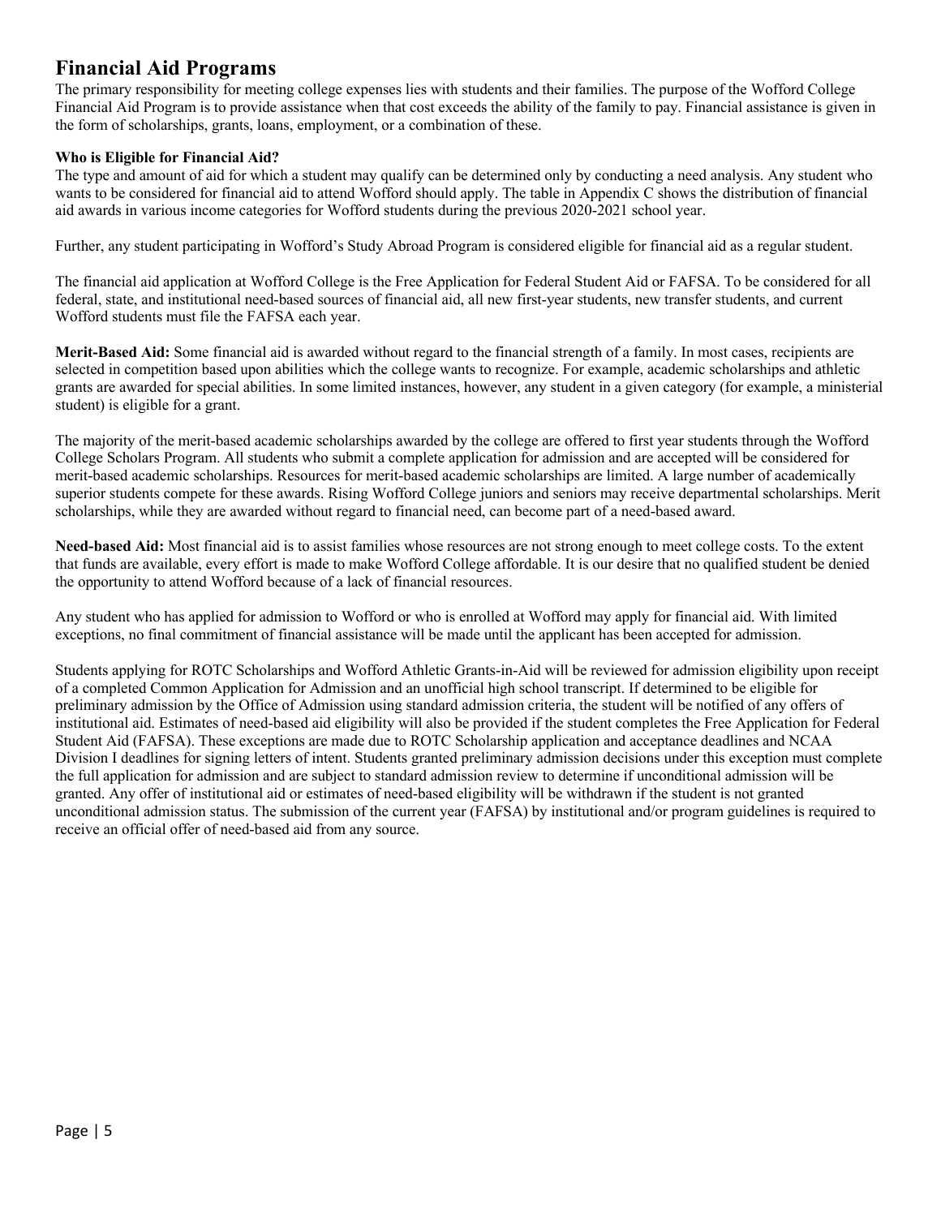## Financial Aid Programs

The primary responsibility for meeting college expenses lies with students and their families. The purpose of the Wofford College Financial Aid Program is to provide assistance when that cost exceeds the ability of the family to pay. Financial assistance is given in the form of scholarships, grants, loans, employment, or a combination of these.

**Who is Eligible for Financial Aid?**

The type and amount of aid for which a student may qualify can be determined only by conducting a need analysis. Any student who wants to be considered for financial aid to attend Wofford should apply. The table in Appendix C shows the distribution of financial aid awards in various income categories for Wofford students during the previous 2020-2021 school year.

Further, any student participating in Wofford's Study Abroad Program is considered eligible for financial aid as a regular student.

The financial aid application at Wofford College is the Free Application for Federal Student Aid or FAFSA. To be considered for all federal, state, and institutional need-based sources of financial aid, all new first-year students, new transfer students, and current Wofford students must file the FAFSA each year.

**Merit-Based Aid:** Some financial aid is awarded without regard to the financial strength of a family. In most cases, recipients are selected in competition based upon abilities which the college wants to recognize. For example, academic scholarships and athletic grants are awarded for special abilities. In some limited instances, however, any student in a given category (for example, a ministerial student) is eligible for a grant.

The majority of the merit-based academic scholarships awarded by the college are offered to first year students through the Wofford College Scholars Program. All students who submit a complete application for admission and are accepted will be considered for merit-based academic scholarships. Resources for merit-based academic scholarships are limited. A large number of academically superior students compete for these awards. Rising Wofford College juniors and seniors may receive departmental scholarships. Merit scholarships, while they are awarded without regard to financial need, can become part of a need-based award.

**Need-based Aid:** Most financial aid is to assist families whose resources are not strong enough to meet college costs. To the extent that funds are available, every effort is made to make Wofford College affordable. It is our desire that no qualified student be denied the opportunity to attend Wofford because of a lack of financial resources.

Any student who has applied for admission to Wofford or who is enrolled at Wofford may apply for financial aid. With limited exceptions, no final commitment of financial assistance will be made until the applicant has been accepted for admission.

Students applying for ROTC Scholarships and Wofford Athletic Grants-in-Aid will be reviewed for admission eligibility upon receipt of a completed Common Application for Admission and an unofficial high school transcript. If determined to be eligible for preliminary admission by the Office of Admission using standard admission criteria, the student will be notified of any offers of institutional aid. Estimates of need-based aid eligibility will also be provided if the student completes the Free Application for Federal Student Aid (FAFSA). These exceptions are made due to ROTC Scholarship application and acceptance deadlines and NCAA Division I deadlines for signing letters of intent. Students granted preliminary admission decisions under this exception must complete the full application for admission and are subject to standard admission review to determine if unconditional admission will be granted. Any offer of institutional aid or estimates of need-based eligibility will be withdrawn if the student is not granted unconditional admission status. The submission of the current year (FAFSA) by institutional and/or program guidelines is required to receive an official offer of need-based aid from any source.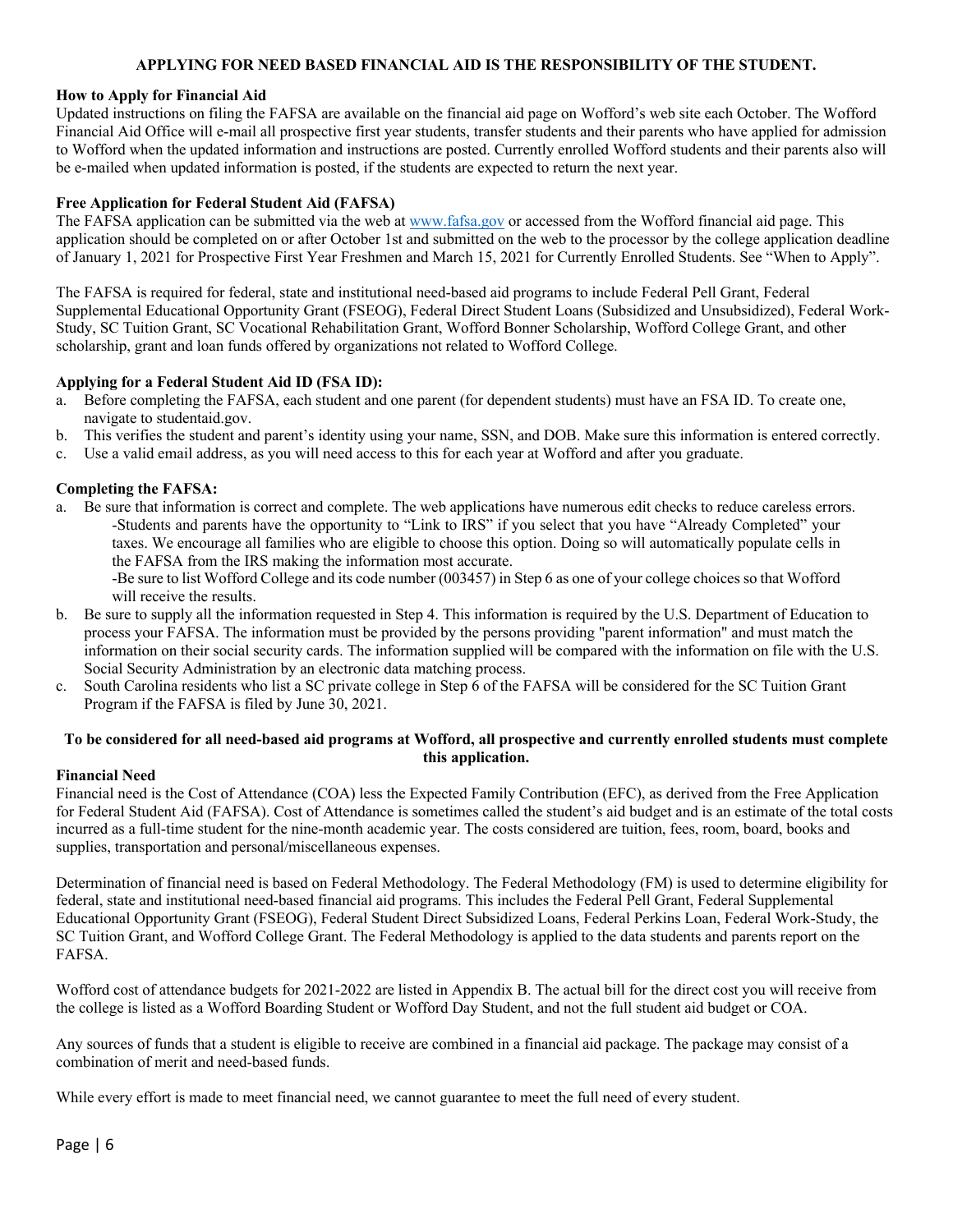**APPLYING FOR NEED BASED FINANCIAL AID IS THE RESPONSIBILITY OF THE STUDENT.**

**How to Apply for Financial Aid**

Updated instructions on filing the FAFSA are available on the financial aid page on Wofford's web site each October. The Wofford Financial Aid Office will e-mail all prospective first year students, transfer students and their parents who have applied for admission to Wofford when the updated information and instructions are posted. Currently enrolled Wofford students and their parents also will be e-mailed when updated information is posted, if the students are expected to return the next year.

**Free Application for Federal Student Aid (FAFSA)**

The FAFSA application can be submitted via the web at www.fafsa.gov or accessed from the Wofford financial aid page. This application should be completed on or after October 1st and submitted on the web to the processor by the college application deadline of January 1, 2021 for Prospective First Year Freshmen and March 15, 2021 for Currently Enrolled Students. See "When to Apply".

The FAFSA is required for federal, state and institutional need-based aid programs to include Federal Pell Grant, Federal Supplemental Educational Opportunity Grant (FSEOG), Federal Direct Student Loans (Subsidized and Unsubsidized), Federal Work-Study, SC Tuition Grant, SC Vocational Rehabilitation Grant, Wofford Bonner Scholarship, Wofford College Grant, and other scholarship, grant and loan funds offered by organizations not related to Wofford College.

**Applying for a Federal Student Aid ID (FSA ID):**

a. Before completing the FAFSA, each student and one parent (for dependent students) must have an FSA ID. To create one, navigate to studentaid.gov.
b. This verifies the student and parent's identity using your name, SSN, and DOB. Make sure this information is entered correctly.
c. Use a valid email address, as you will need access to this for each year at Wofford and after you graduate.

**Completing the FAFSA:**

a. Be sure that information is correct and complete. The web applications have numerous edit checks to reduce careless errors.
   - Students and parents have the opportunity to "Link to IRS" if you select that you have "Already Completed" your taxes. We encourage all families who are eligible to choose this option. Doing so will automatically populate cells in the FAFSA from the IRS making the information most accurate.
   - Be sure to list Wofford College and its code number (003457) in Step 6 as one of your college choices so that Wofford will receive the results.
b. Be sure to supply all the information requested in Step 4. This information is required by the U.S. Department of Education to process your FAFSA. The information must be provided by the persons providing "parent information" and must match the information on their social security cards. The information supplied will be compared with the information on file with the U.S. Social Security Administration by an electronic data matching process.
c. South Carolina residents who list a SC private college in Step 6 of the FAFSA will be considered for the SC Tuition Grant Program if the FAFSA is filed by June 30, 2021.

**To be considered for all need-based aid programs at Wofford, all prospective and currently enrolled students must complete this application.**

**Financial Need**

Financial need is the Cost of Attendance (COA) less the Expected Family Contribution (EFC), as derived from the Free Application for Federal Student Aid (FAFSA). Cost of Attendance is sometimes called the student's aid budget and is an estimate of the total costs incurred as a full-time student for the nine-month academic year. The costs considered are tuition, fees, room, board, books and supplies, transportation and personal/miscellaneous expenses.

Determination of financial need is based on Federal Methodology. The Federal Methodology (FM) is used to determine eligibility for federal, state and institutional need-based financial aid programs. This includes the Federal Pell Grant, Federal Supplemental Educational Opportunity Grant (FSEOG), Federal Student Direct Subsidized Loans, Federal Perkins Loan, Federal Work-Study, the SC Tuition Grant, and Wofford College Grant. The Federal Methodology is applied to the data students and parents report on the FAFSA.

Wofford cost of attendance budgets for 2021-2022 are listed in Appendix B. The actual bill for the direct cost you will receive from the college is listed as a Wofford Boarding Student or Wofford Day Student, and not the full student aid budget or COA.

Any sources of funds that a student is eligible to receive are combined in a financial aid package. The package may consist of a combination of merit and need-based funds.

While every effort is made to meet financial need, we cannot guarantee to meet the full need of every student.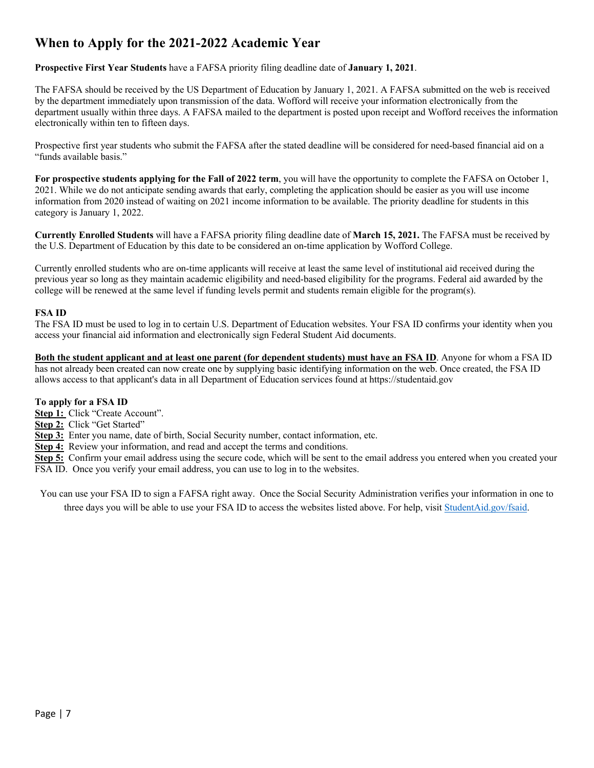# When to Apply for the 2021-2022 Academic Year

**Prospective First Year Students** have a FAFSA priority filing deadline date of **January 1, 2021**.

The FAFSA should be received by the US Department of Education by January 1, 2021. A FAFSA submitted on the web is received by the department immediately upon transmission of the data. Wofford will receive your information electronically from the department usually within three days. A FAFSA mailed to the department is posted upon receipt and Wofford receives the information electronically within ten to fifteen days.

Prospective first year students who submit the FAFSA after the stated deadline will be considered for need-based financial aid on a "funds available basis."

**For prospective students applying for the Fall of 2022 term**, you will have the opportunity to complete the FAFSA on October 1, 2021. While we do not anticipate sending awards that early, completing the application should be easier as you will use income information from 2020 instead of waiting on 2021 income information to be available. The priority deadline for students in this category is January 1, 2022.

**Currently Enrolled Students** will have a FAFSA priority filing deadline date of **March 15, 2021.** The FAFSA must be received by the U.S. Department of Education by this date to be considered an on-time application by Wofford College.

Currently enrolled students who are on-time applicants will receive at least the same level of institutional aid received during the previous year so long as they maintain academic eligibility and need-based eligibility for the programs. Federal aid awarded by the college will be renewed at the same level if funding levels permit and students remain eligible for the program(s).

### FSA ID

The FSA ID must be used to log in to certain U.S. Department of Education websites. Your FSA ID confirms your identity when you access your financial aid information and electronically sign Federal Student Aid documents.

**Both the student applicant and at least one parent (for dependent students) must have an FSA ID**. Anyone for whom a FSA ID has not already been created can now create one by supplying basic identifying information on the web. Once created, the FSA ID allows access to that applicant's data in all Department of Education services found at https://studentaid.gov

**To apply for a FSA ID**

**Step 1:** Click "Create Account".
**Step 2:** Click "Get Started"
**Step 3:** Enter you name, date of birth, Social Security number, contact information, etc.
**Step 4:** Review your information, and read and accept the terms and conditions.
**Step 5:** Confirm your email address using the secure code, which will be sent to the email address you entered when you created your FSA ID. Once you verify your email address, you can use to log in to the websites.

You can use your FSA ID to sign a FAFSA right away. Once the Social Security Administration verifies your information in one to three days you will be able to use your FSA ID to access the websites listed above. For help, visit StudentAid.gov/fsaid.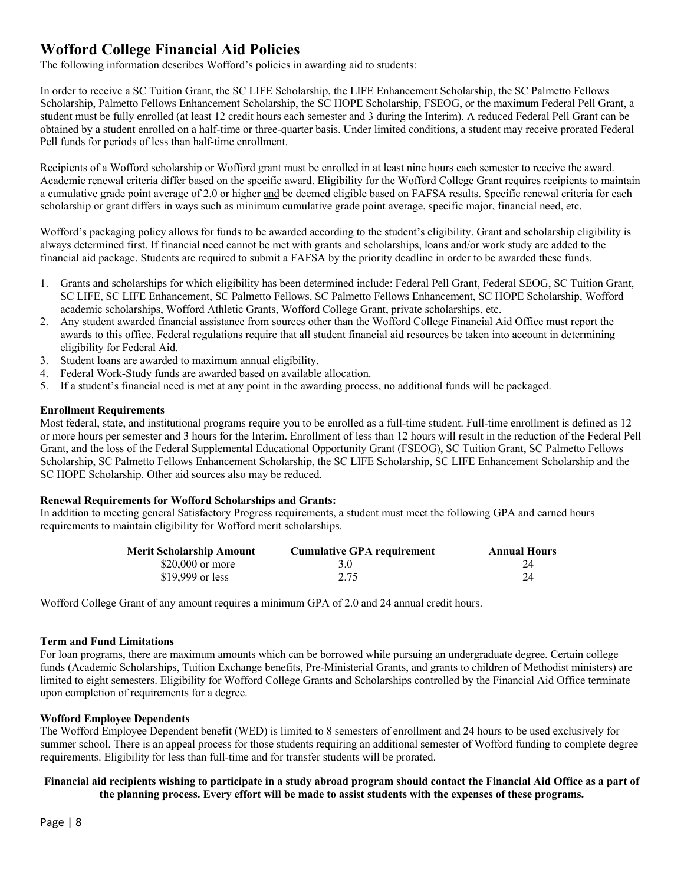# Wofford College Financial Aid Policies

The following information describes Wofford's policies in awarding aid to students:

In order to receive a SC Tuition Grant, the SC LIFE Scholarship, the LIFE Enhancement Scholarship, the SC Palmetto Fellows Scholarship, Palmetto Fellows Enhancement Scholarship, the SC HOPE Scholarship, FSEOG, or the maximum Federal Pell Grant, a student must be fully enrolled (at least 12 credit hours each semester and 3 during the Interim). A reduced Federal Pell Grant can be obtained by a student enrolled on a half-time or three-quarter basis. Under limited conditions, a student may receive prorated Federal Pell funds for periods of less than half-time enrollment.

Recipients of a Wofford scholarship or Wofford grant must be enrolled in at least nine hours each semester to receive the award. Academic renewal criteria differ based on the specific award. Eligibility for the Wofford College Grant requires recipients to maintain a cumulative grade point average of 2.0 or higher <u>and</u> be deemed eligible based on FAFSA results. Specific renewal criteria for each scholarship or grant differs in ways such as minimum cumulative grade point average, specific major, financial need, etc.

Wofford's packaging policy allows for funds to be awarded according to the student's eligibility. Grant and scholarship eligibility is always determined first. If financial need cannot be met with grants and scholarships, loans and/or work study are added to the financial aid package. Students are required to submit a FAFSA by the priority deadline in order to be awarded these funds.

1. Grants and scholarships for which eligibility has been determined include: Federal Pell Grant, Federal SEOG, SC Tuition Grant, SC LIFE, SC LIFE Enhancement, SC Palmetto Fellows, SC Palmetto Fellows Enhancement, SC HOPE Scholarship, Wofford academic scholarships, Wofford Athletic Grants, Wofford College Grant, private scholarships, etc.
2. Any student awarded financial assistance from sources other than the Wofford College Financial Aid Office <u>must</u> report the awards to this office. Federal regulations require that <u>all</u> student financial aid resources be taken into account in determining eligibility for Federal Aid.
3. Student loans are awarded to maximum annual eligibility.
4. Federal Work-Study funds are awarded based on available allocation.
5. If a student's financial need is met at any point in the awarding process, no additional funds will be packaged.

**Enrollment Requirements**

Most federal, state, and institutional programs require you to be enrolled as a full-time student. Full-time enrollment is defined as 12 or more hours per semester and 3 hours for the Interim. Enrollment of less than 12 hours will result in the reduction of the Federal Pell Grant, and the loss of the Federal Supplemental Educational Opportunity Grant (FSEOG), SC Tuition Grant, SC Palmetto Fellows Scholarship, SC Palmetto Fellows Enhancement Scholarship, the SC LIFE Scholarship, SC LIFE Enhancement Scholarship and the SC HOPE Scholarship. Other aid sources also may be reduced.

**Renewal Requirements for Wofford Scholarships and Grants:**

In addition to meeting general Satisfactory Progress requirements, a student must meet the following GPA and earned hours requirements to maintain eligibility for Wofford merit scholarships.

| Merit Scholarship Amount | Cumulative GPA requirement | Annual Hours |
|---|---|---|
| $20,000 or more | 3.0 | 24 |
| $19,999 or less | 2.75 | 24 |

Wofford College Grant of any amount requires a minimum GPA of 2.0 and 24 annual credit hours.

**Term and Fund Limitations**

For loan programs, there are maximum amounts which can be borrowed while pursuing an undergraduate degree. Certain college funds (Academic Scholarships, Tuition Exchange benefits, Pre-Ministerial Grants, and grants to children of Methodist ministers) are limited to eight semesters. Eligibility for Wofford College Grants and Scholarships controlled by the Financial Aid Office terminate upon completion of requirements for a degree.

**Wofford Employee Dependents**

The Wofford Employee Dependent benefit (WED) is limited to 8 semesters of enrollment and 24 hours to be used exclusively for summer school. There is an appeal process for those students requiring an additional semester of Wofford funding to complete degree requirements. Eligibility for less than full-time and for transfer students will be prorated.

**Financial aid recipients wishing to participate in a study abroad program should contact the Financial Aid Office as a part of the planning process. Every effort will be made to assist students with the expenses of these programs.**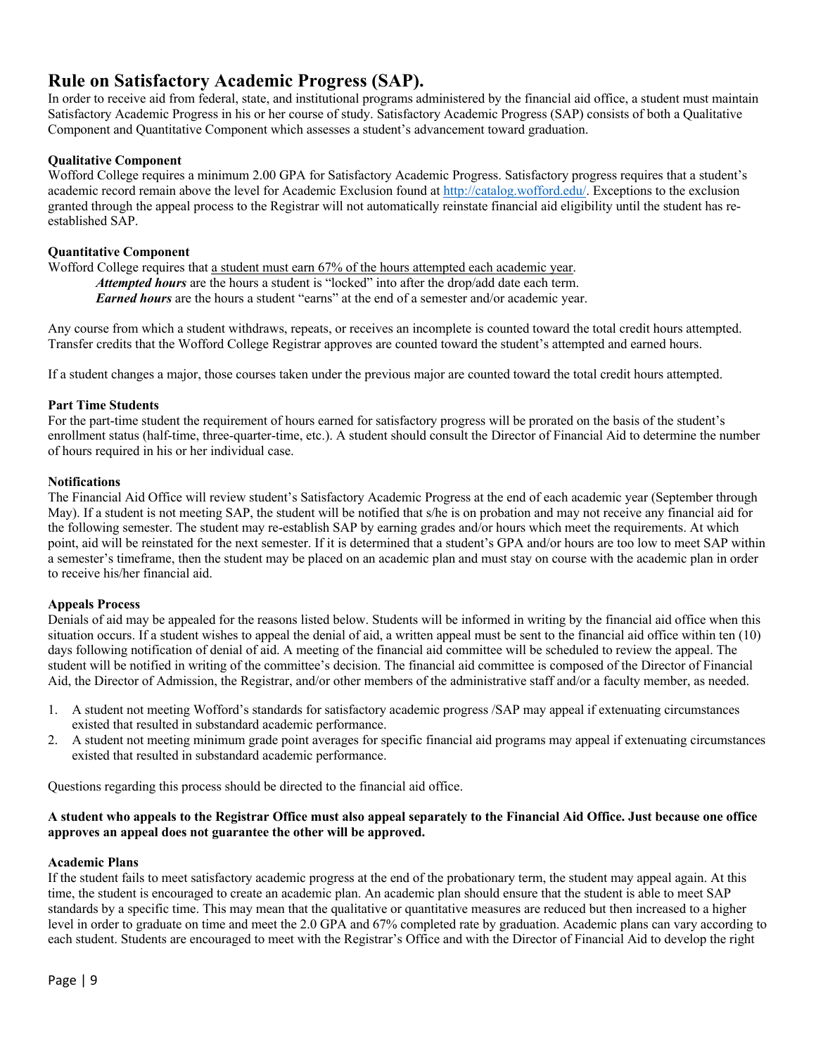## Rule on Satisfactory Academic Progress (SAP).

In order to receive aid from federal, state, and institutional programs administered by the financial aid office, a student must maintain Satisfactory Academic Progress in his or her course of study. Satisfactory Academic Progress (SAP) consists of both a Qualitative Component and Quantitative Component which assesses a student's advancement toward graduation.

**Qualitative Component**

Wofford College requires a minimum 2.00 GPA for Satisfactory Academic Progress. Satisfactory progress requires that a student's academic record remain above the level for Academic Exclusion found at http://catalog.wofford.edu/. Exceptions to the exclusion granted through the appeal process to the Registrar will not automatically reinstate financial aid eligibility until the student has re-established SAP.

**Quantitative Component**

Wofford College requires that a student must earn 67% of the hours attempted each academic year.

> ***Attempted hours*** are the hours a student is "locked" into after the drop/add date each term.
> ***Earned hours*** are the hours a student "earns" at the end of a semester and/or academic year.

Any course from which a student withdraws, repeats, or receives an incomplete is counted toward the total credit hours attempted. Transfer credits that the Wofford College Registrar approves are counted toward the student's attempted and earned hours.

If a student changes a major, those courses taken under the previous major are counted toward the total credit hours attempted.

**Part Time Students**

For the part-time student the requirement of hours earned for satisfactory progress will be prorated on the basis of the student's enrollment status (half-time, three-quarter-time, etc.). A student should consult the Director of Financial Aid to determine the number of hours required in his or her individual case.

**Notifications**

The Financial Aid Office will review student's Satisfactory Academic Progress at the end of each academic year (September through May). If a student is not meeting SAP, the student will be notified that s/he is on probation and may not receive any financial aid for the following semester. The student may re-establish SAP by earning grades and/or hours which meet the requirements. At which point, aid will be reinstated for the next semester. If it is determined that a student's GPA and/or hours are too low to meet SAP within a semester's timeframe, then the student may be placed on an academic plan and must stay on course with the academic plan in order to receive his/her financial aid.

**Appeals Process**

Denials of aid may be appealed for the reasons listed below. Students will be informed in writing by the financial aid office when this situation occurs. If a student wishes to appeal the denial of aid, a written appeal must be sent to the financial aid office within ten (10) days following notification of denial of aid. A meeting of the financial aid committee will be scheduled to review the appeal. The student will be notified in writing of the committee's decision. The financial aid committee is composed of the Director of Financial Aid, the Director of Admission, the Registrar, and/or other members of the administrative staff and/or a faculty member, as needed.

1. A student not meeting Wofford's standards for satisfactory academic progress /SAP may appeal if extenuating circumstances existed that resulted in substandard academic performance.
2. A student not meeting minimum grade point averages for specific financial aid programs may appeal if extenuating circumstances existed that resulted in substandard academic performance.

Questions regarding this process should be directed to the financial aid office.

**A student who appeals to the Registrar Office must also appeal separately to the Financial Aid Office. Just because one office approves an appeal does not guarantee the other will be approved.**

**Academic Plans**

If the student fails to meet satisfactory academic progress at the end of the probationary term, the student may appeal again. At this time, the student is encouraged to create an academic plan. An academic plan should ensure that the student is able to meet SAP standards by a specific time. This may mean that the qualitative or quantitative measures are reduced but then increased to a higher level in order to graduate on time and meet the 2.0 GPA and 67% completed rate by graduation. Academic plans can vary according to each student. Students are encouraged to meet with the Registrar's Office and with the Director of Financial Aid to develop the right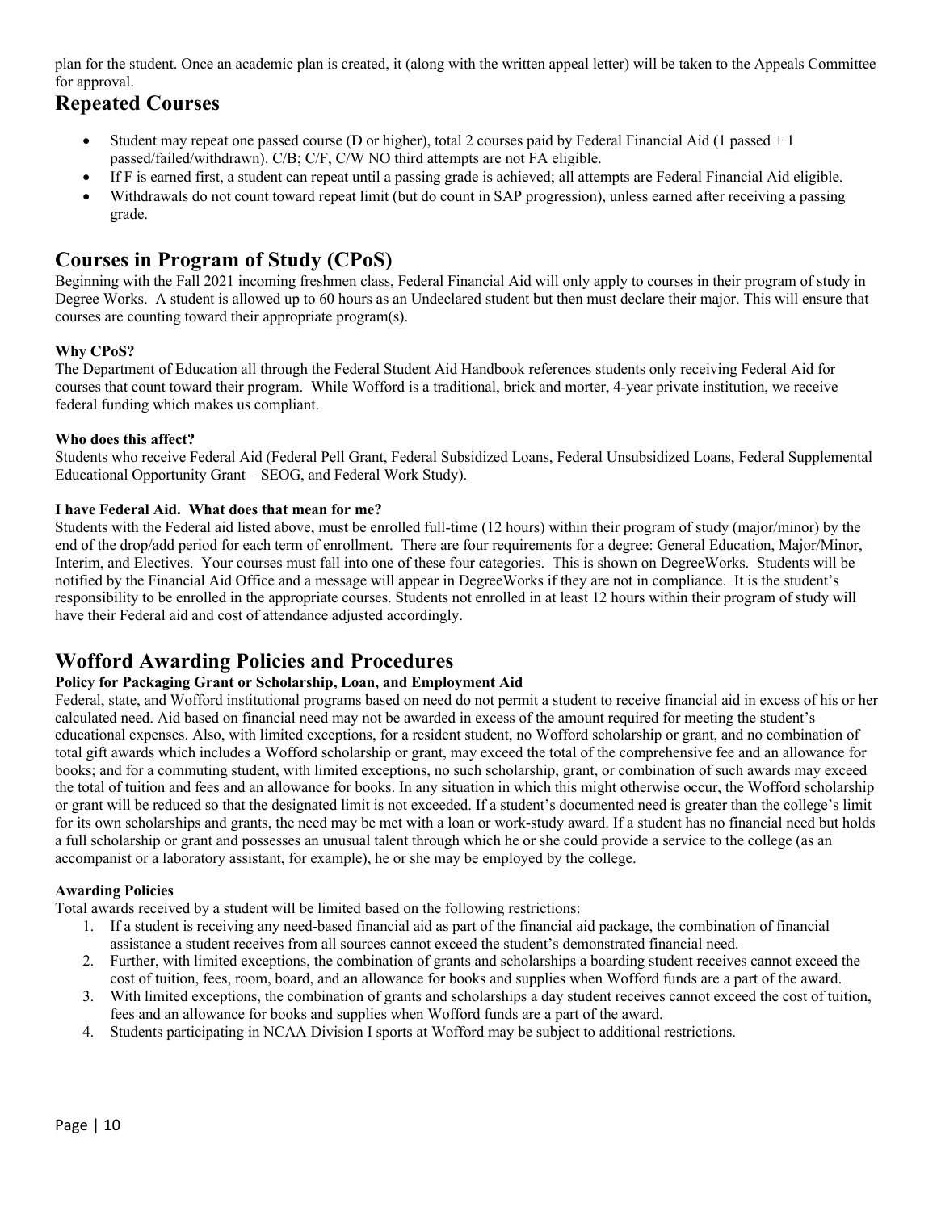plan for the student. Once an academic plan is created, it (along with the written appeal letter) will be taken to the Appeals Committee for approval.

## Repeated Courses

- Student may repeat one passed course (D or higher), total 2 courses paid by Federal Financial Aid (1 passed + 1 passed/failed/withdrawn). C/B; C/F, C/W NO third attempts are not FA eligible.
- If F is earned first, a student can repeat until a passing grade is achieved; all attempts are Federal Financial Aid eligible.
- Withdrawals do not count toward repeat limit (but do count in SAP progression), unless earned after receiving a passing grade.

## Courses in Program of Study (CPoS)

Beginning with the Fall 2021 incoming freshmen class, Federal Financial Aid will only apply to courses in their program of study in Degree Works. A student is allowed up to 60 hours as an Undeclared student but then must declare their major. This will ensure that courses are counting toward their appropriate program(s).

**Why CPoS?**

The Department of Education all through the Federal Student Aid Handbook references students only receiving Federal Aid for courses that count toward their program. While Wofford is a traditional, brick and morter, 4-year private institution, we receive federal funding which makes us compliant.

**Who does this affect?**

Students who receive Federal Aid (Federal Pell Grant, Federal Subsidized Loans, Federal Unsubsidized Loans, Federal Supplemental Educational Opportunity Grant – SEOG, and Federal Work Study).

**I have Federal Aid. What does that mean for me?**

Students with the Federal aid listed above, must be enrolled full-time (12 hours) within their program of study (major/minor) by the end of the drop/add period for each term of enrollment. There are four requirements for a degree: General Education, Major/Minor, Interim, and Electives. Your courses must fall into one of these four categories. This is shown on DegreeWorks. Students will be notified by the Financial Aid Office and a message will appear in DegreeWorks if they are not in compliance. It is the student's responsibility to be enrolled in the appropriate courses. Students not enrolled in at least 12 hours within their program of study will have their Federal aid and cost of attendance adjusted accordingly.

## Wofford Awarding Policies and Procedures

### Policy for Packaging Grant or Scholarship, Loan, and Employment Aid

Federal, state, and Wofford institutional programs based on need do not permit a student to receive financial aid in excess of his or her calculated need. Aid based on financial need may not be awarded in excess of the amount required for meeting the student's educational expenses. Also, with limited exceptions, for a resident student, no Wofford scholarship or grant, and no combination of total gift awards which includes a Wofford scholarship or grant, may exceed the total of the comprehensive fee and an allowance for books; and for a commuting student, with limited exceptions, no such scholarship, grant, or combination of such awards may exceed the total of tuition and fees and an allowance for books. In any situation in which this might otherwise occur, the Wofford scholarship or grant will be reduced so that the designated limit is not exceeded. If a student's documented need is greater than the college's limit for its own scholarships and grants, the need may be met with a loan or work-study award. If a student has no financial need but holds a full scholarship or grant and possesses an unusual talent through which he or she could provide a service to the college (as an accompanist or a laboratory assistant, for example), he or she may be employed by the college.

**Awarding Policies**

Total awards received by a student will be limited based on the following restrictions:

1. If a student is receiving any need-based financial aid as part of the financial aid package, the combination of financial assistance a student receives from all sources cannot exceed the student's demonstrated financial need.
2. Further, with limited exceptions, the combination of grants and scholarships a boarding student receives cannot exceed the cost of tuition, fees, room, board, and an allowance for books and supplies when Wofford funds are a part of the award.
3. With limited exceptions, the combination of grants and scholarships a day student receives cannot exceed the cost of tuition, fees and an allowance for books and supplies when Wofford funds are a part of the award.
4. Students participating in NCAA Division I sports at Wofford may be subject to additional restrictions.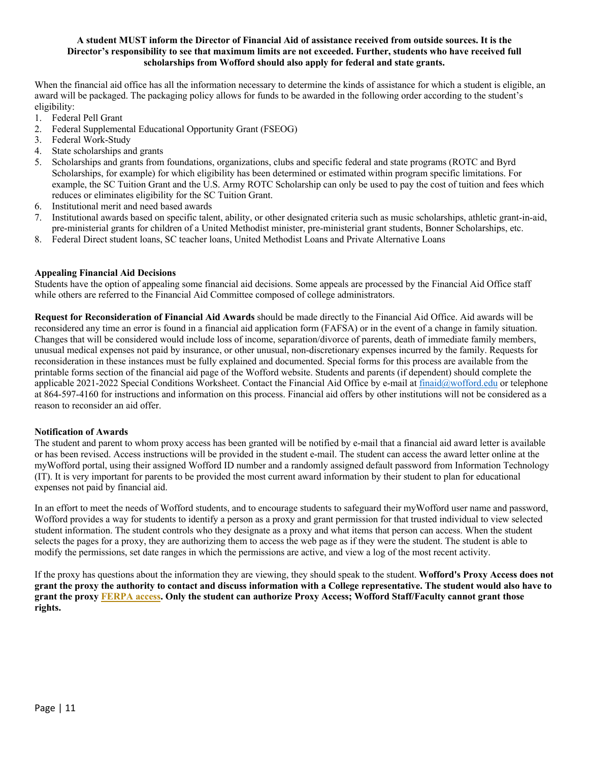**A student MUST inform the Director of Financial Aid of assistance received from outside sources. It is the Director's responsibility to see that maximum limits are not exceeded. Further, students who have received full scholarships from Wofford should also apply for federal and state grants.**

When the financial aid office has all the information necessary to determine the kinds of assistance for which a student is eligible, an award will be packaged. The packaging policy allows for funds to be awarded in the following order according to the student's eligibility:

1. Federal Pell Grant
2. Federal Supplemental Educational Opportunity Grant (FSEOG)
3. Federal Work-Study
4. State scholarships and grants
5. Scholarships and grants from foundations, organizations, clubs and specific federal and state programs (ROTC and Byrd Scholarships, for example) for which eligibility has been determined or estimated within program specific limitations. For example, the SC Tuition Grant and the U.S. Army ROTC Scholarship can only be used to pay the cost of tuition and fees which reduces or eliminates eligibility for the SC Tuition Grant.
6. Institutional merit and need based awards
7. Institutional awards based on specific talent, ability, or other designated criteria such as music scholarships, athletic grant-in-aid, pre-ministerial grants for children of a United Methodist minister, pre-ministerial grant students, Bonner Scholarships, etc.
8. Federal Direct student loans, SC teacher loans, United Methodist Loans and Private Alternative Loans

**Appealing Financial Aid Decisions**

Students have the option of appealing some financial aid decisions. Some appeals are processed by the Financial Aid Office staff while others are referred to the Financial Aid Committee composed of college administrators.

**Request for Reconsideration of Financial Aid Awards** should be made directly to the Financial Aid Office. Aid awards will be reconsidered any time an error is found in a financial aid application form (FAFSA) or in the event of a change in family situation. Changes that will be considered would include loss of income, separation/divorce of parents, death of immediate family members, unusual medical expenses not paid by insurance, or other unusual, non-discretionary expenses incurred by the family. Requests for reconsideration in these instances must be fully explained and documented. Special forms for this process are available from the printable forms section of the financial aid page of the Wofford website. Students and parents (if dependent) should complete the applicable 2021-2022 Special Conditions Worksheet. Contact the Financial Aid Office by e-mail at finaid@wofford.edu or telephone at 864-597-4160 for instructions and information on this process. Financial aid offers by other institutions will not be considered as a reason to reconsider an aid offer.

**Notification of Awards**

The student and parent to whom proxy access has been granted will be notified by e-mail that a financial aid award letter is available or has been revised. Access instructions will be provided in the student e-mail. The student can access the award letter online at the myWofford portal, using their assigned Wofford ID number and a randomly assigned default password from Information Technology (IT). It is very important for parents to be provided the most current award information by their student to plan for educational expenses not paid by financial aid.

In an effort to meet the needs of Wofford students, and to encourage students to safeguard their myWofford user name and password, Wofford provides a way for students to identify a person as a proxy and grant permission for that trusted individual to view selected student information. The student controls who they designate as a proxy and what items that person can access. When the student selects the pages for a proxy, they are authorizing them to access the web page as if they were the student. The student is able to modify the permissions, set date ranges in which the permissions are active, and view a log of the most recent activity.

If the proxy has questions about the information they are viewing, they should speak to the student. **Wofford's Proxy Access does not grant the proxy the authority to contact and discuss information with a College representative. The student would also have to grant the proxy FERPA access. Only the student can authorize Proxy Access; Wofford Staff/Faculty cannot grant those rights.**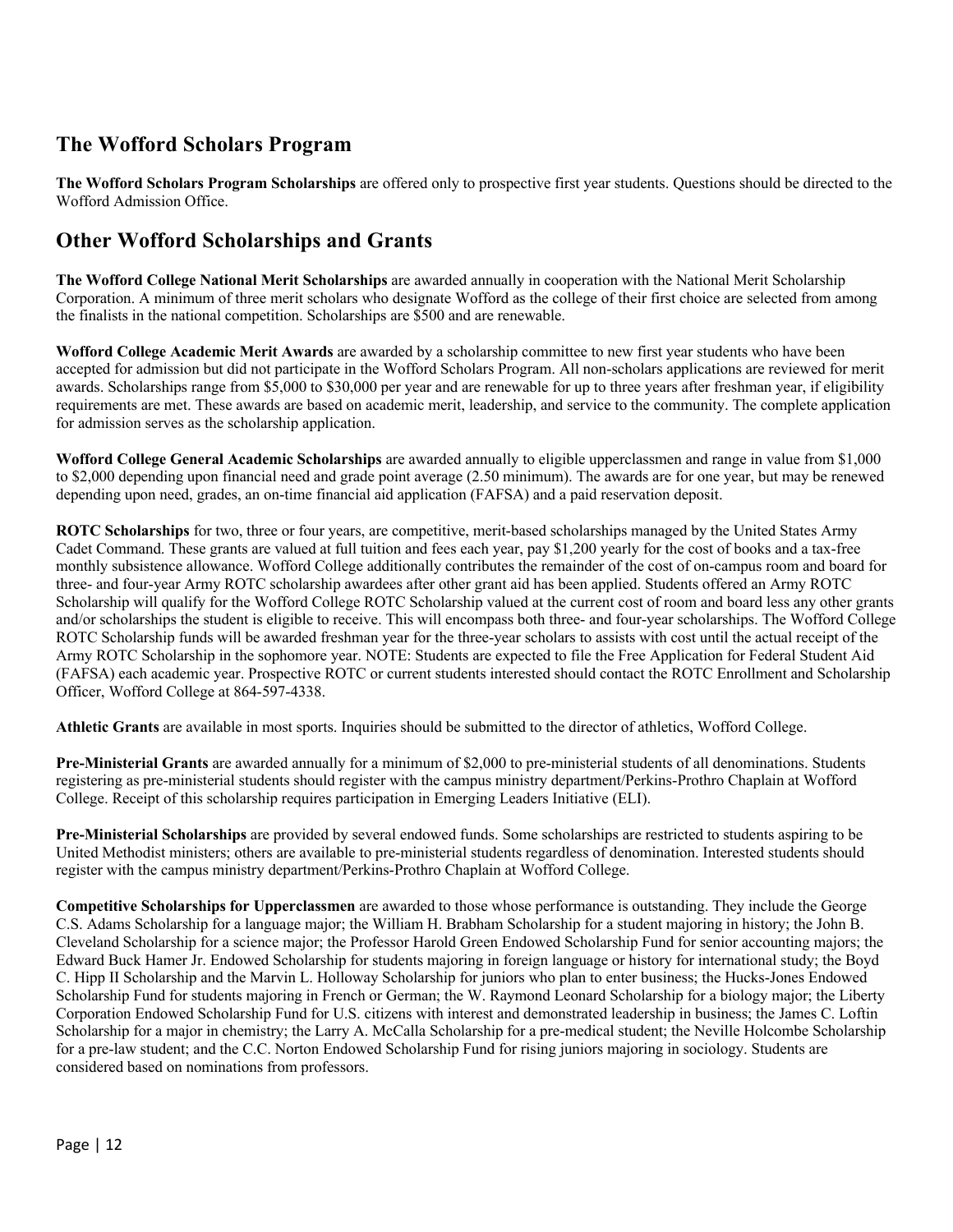## The Wofford Scholars Program

**The Wofford Scholars Program Scholarships** are offered only to prospective first year students. Questions should be directed to the Wofford Admission Office.

## Other Wofford Scholarships and Grants

**The Wofford College National Merit Scholarships** are awarded annually in cooperation with the National Merit Scholarship Corporation. A minimum of three merit scholars who designate Wofford as the college of their first choice are selected from among the finalists in the national competition. Scholarships are $500 and are renewable.

**Wofford College Academic Merit Awards** are awarded by a scholarship committee to new first year students who have been accepted for admission but did not participate in the Wofford Scholars Program. All non-scholars applications are reviewed for merit awards. Scholarships range from $5,000 to $30,000 per year and are renewable for up to three years after freshman year, if eligibility requirements are met. These awards are based on academic merit, leadership, and service to the community. The complete application for admission serves as the scholarship application.

**Wofford College General Academic Scholarships** are awarded annually to eligible upperclassmen and range in value from $1,000 to $2,000 depending upon financial need and grade point average (2.50 minimum). The awards are for one year, but may be renewed depending upon need, grades, an on-time financial aid application (FAFSA) and a paid reservation deposit.

**ROTC Scholarships** for two, three or four years, are competitive, merit-based scholarships managed by the United States Army Cadet Command. These grants are valued at full tuition and fees each year, pay $1,200 yearly for the cost of books and a tax-free monthly subsistence allowance. Wofford College additionally contributes the remainder of the cost of on-campus room and board for three- and four-year Army ROTC scholarship awardees after other grant aid has been applied. Students offered an Army ROTC Scholarship will qualify for the Wofford College ROTC Scholarship valued at the current cost of room and board less any other grants and/or scholarships the student is eligible to receive. This will encompass both three- and four-year scholarships. The Wofford College ROTC Scholarship funds will be awarded freshman year for the three-year scholars to assists with cost until the actual receipt of the Army ROTC Scholarship in the sophomore year. NOTE: Students are expected to file the Free Application for Federal Student Aid (FAFSA) each academic year. Prospective ROTC or current students interested should contact the ROTC Enrollment and Scholarship Officer, Wofford College at 864-597-4338.

**Athletic Grants** are available in most sports. Inquiries should be submitted to the director of athletics, Wofford College.

**Pre-Ministerial Grants** are awarded annually for a minimum of $2,000 to pre-ministerial students of all denominations. Students registering as pre-ministerial students should register with the campus ministry department/Perkins-Prothro Chaplain at Wofford College. Receipt of this scholarship requires participation in Emerging Leaders Initiative (ELI).

**Pre-Ministerial Scholarships** are provided by several endowed funds. Some scholarships are restricted to students aspiring to be United Methodist ministers; others are available to pre-ministerial students regardless of denomination. Interested students should register with the campus ministry department/Perkins-Prothro Chaplain at Wofford College.

**Competitive Scholarships for Upperclassmen** are awarded to those whose performance is outstanding. They include the George C.S. Adams Scholarship for a language major; the William H. Brabham Scholarship for a student majoring in history; the John B. Cleveland Scholarship for a science major; the Professor Harold Green Endowed Scholarship Fund for senior accounting majors; the Edward Buck Hamer Jr. Endowed Scholarship for students majoring in foreign language or history for international study; the Boyd C. Hipp II Scholarship and the Marvin L. Holloway Scholarship for juniors who plan to enter business; the Hucks-Jones Endowed Scholarship Fund for students majoring in French or German; the W. Raymond Leonard Scholarship for a biology major; the Liberty Corporation Endowed Scholarship Fund for U.S. citizens with interest and demonstrated leadership in business; the James C. Loftin Scholarship for a major in chemistry; the Larry A. McCalla Scholarship for a pre-medical student; the Neville Holcombe Scholarship for a pre-law student; and the C.C. Norton Endowed Scholarship Fund for rising juniors majoring in sociology. Students are considered based on nominations from professors.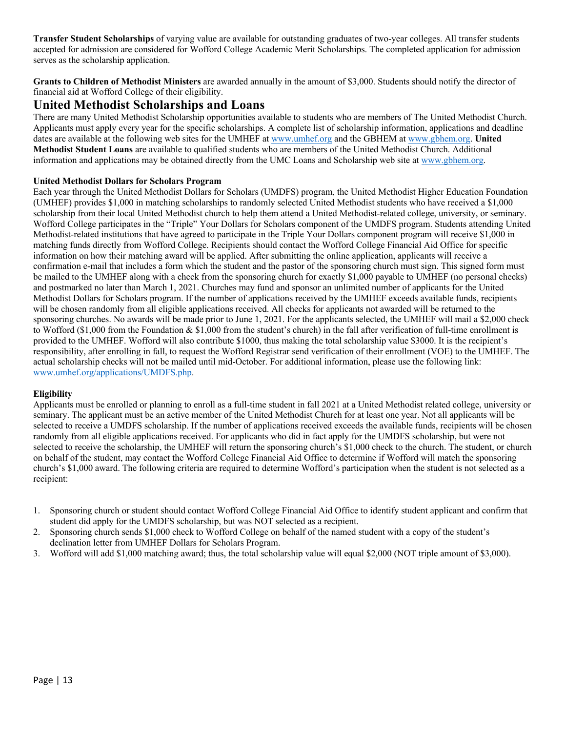**Transfer Student Scholarships** of varying value are available for outstanding graduates of two-year colleges. All transfer students accepted for admission are considered for Wofford College Academic Merit Scholarships. The completed application for admission serves as the scholarship application.

**Grants to Children of Methodist Ministers** are awarded annually in the amount of $3,000. Students should notify the director of financial aid at Wofford College of their eligibility.

## United Methodist Scholarships and Loans

There are many United Methodist Scholarship opportunities available to students who are members of The United Methodist Church. Applicants must apply every year for the specific scholarships. A complete list of scholarship information, applications and deadline dates are available at the following web sites for the UMHEF at www.umhef.org and the GBHEM at www.gbhem.org. **United Methodist Student Loans** are available to qualified students who are members of the United Methodist Church. Additional information and applications may be obtained directly from the UMC Loans and Scholarship web site at www.gbhem.org.

### United Methodist Dollars for Scholars Program

Each year through the United Methodist Dollars for Scholars (UMDFS) program, the United Methodist Higher Education Foundation (UMHEF) provides $1,000 in matching scholarships to randomly selected United Methodist students who have received a $1,000 scholarship from their local United Methodist church to help them attend a United Methodist-related college, university, or seminary. Wofford College participates in the "Triple" Your Dollars for Scholars component of the UMDFS program. Students attending United Methodist-related institutions that have agreed to participate in the Triple Your Dollars component program will receive $1,000 in matching funds directly from Wofford College. Recipients should contact the Wofford College Financial Aid Office for specific information on how their matching award will be applied. After submitting the online application, applicants will receive a confirmation e-mail that includes a form which the student and the pastor of the sponsoring church must sign. This signed form must be mailed to the UMHEF along with a check from the sponsoring church for exactly $1,000 payable to UMHEF (no personal checks) and postmarked no later than March 1, 2021. Churches may fund and sponsor an unlimited number of applicants for the United Methodist Dollars for Scholars program. If the number of applications received by the UMHEF exceeds available funds, recipients will be chosen randomly from all eligible applications received. All checks for applicants not awarded will be returned to the sponsoring churches. No awards will be made prior to June 1, 2021. For the applicants selected, the UMHEF will mail a $2,000 check to Wofford ($1,000 from the Foundation & $1,000 from the student's church) in the fall after verification of full-time enrollment is provided to the UMHEF. Wofford will also contribute $1000, thus making the total scholarship value $3000. It is the recipient's responsibility, after enrolling in fall, to request the Wofford Registrar send verification of their enrollment (VOE) to the UMHEF. The actual scholarship checks will not be mailed until mid-October. For additional information, please use the following link: www.umhef.org/applications/UMDFS.php.

### Eligibility

Applicants must be enrolled or planning to enroll as a full-time student in fall 2021 at a United Methodist related college, university or seminary. The applicant must be an active member of the United Methodist Church for at least one year. Not all applicants will be selected to receive a UMDFS scholarship. If the number of applications received exceeds the available funds, recipients will be chosen randomly from all eligible applications received. For applicants who did in fact apply for the UMDFS scholarship, but were not selected to receive the scholarship, the UMHEF will return the sponsoring church's $1,000 check to the church. The student, or church on behalf of the student, may contact the Wofford College Financial Aid Office to determine if Wofford will match the sponsoring church's $1,000 award. The following criteria are required to determine Wofford's participation when the student is not selected as a recipient:

1. Sponsoring church or student should contact Wofford College Financial Aid Office to identify student applicant and confirm that student did apply for the UMDFS scholarship, but was NOT selected as a recipient.
2. Sponsoring church sends $1,000 check to Wofford College on behalf of the named student with a copy of the student's declination letter from UMHEF Dollars for Scholars Program.
3. Wofford will add $1,000 matching award; thus, the total scholarship value will equal $2,000 (NOT triple amount of $3,000).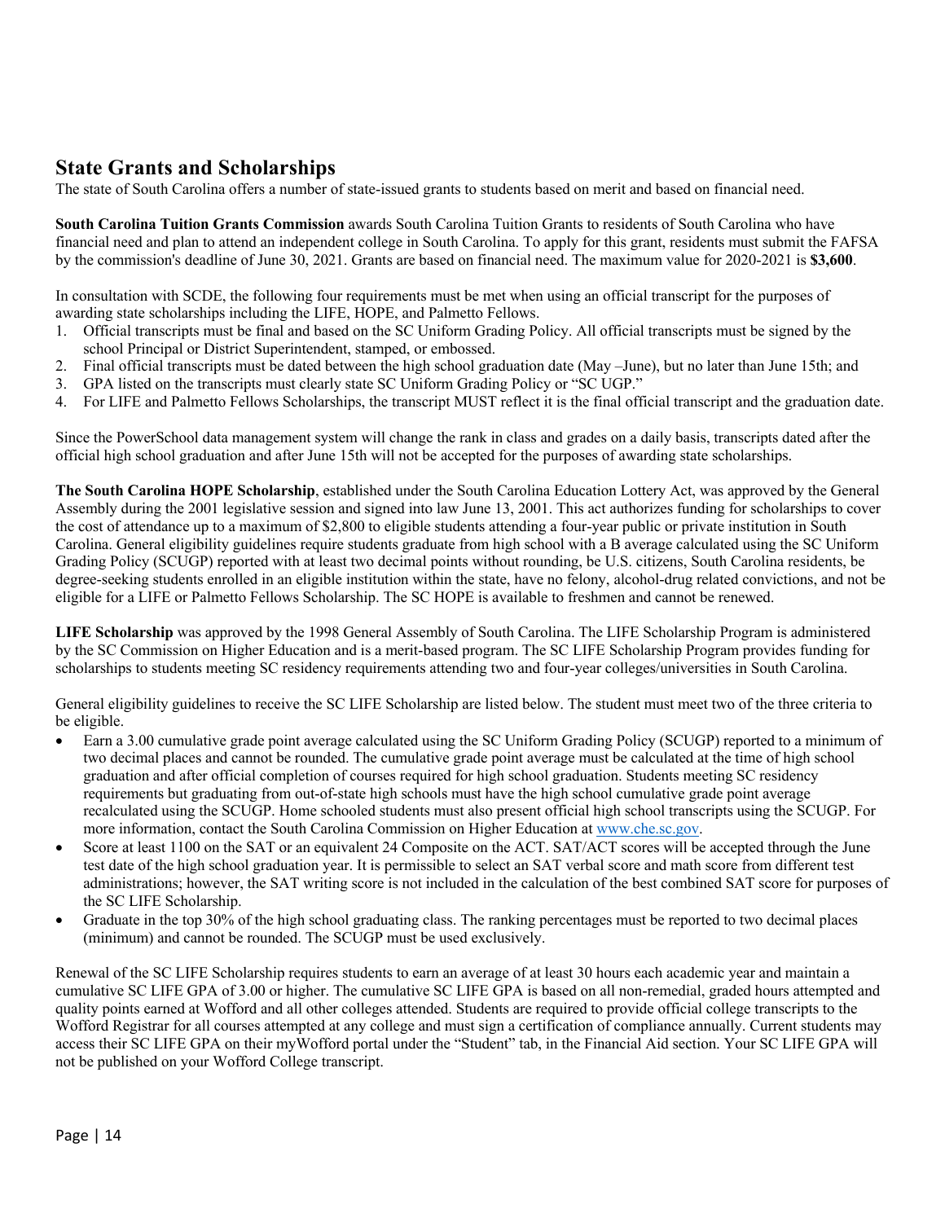## State Grants and Scholarships

The state of South Carolina offers a number of state-issued grants to students based on merit and based on financial need.

**South Carolina Tuition Grants Commission** awards South Carolina Tuition Grants to residents of South Carolina who have financial need and plan to attend an independent college in South Carolina. To apply for this grant, residents must submit the FAFSA by the commission's deadline of June 30, 2021. Grants are based on financial need. The maximum value for 2020-2021 is **$3,600**.

In consultation with SCDE, the following four requirements must be met when using an official transcript for the purposes of awarding state scholarships including the LIFE, HOPE, and Palmetto Fellows.

1. Official transcripts must be final and based on the SC Uniform Grading Policy. All official transcripts must be signed by the school Principal or District Superintendent, stamped, or embossed.
2. Final official transcripts must be dated between the high school graduation date (May –June), but no later than June 15th; and
3. GPA listed on the transcripts must clearly state SC Uniform Grading Policy or "SC UGP."
4. For LIFE and Palmetto Fellows Scholarships, the transcript MUST reflect it is the final official transcript and the graduation date.

Since the PowerSchool data management system will change the rank in class and grades on a daily basis, transcripts dated after the official high school graduation and after June 15th will not be accepted for the purposes of awarding state scholarships.

**The South Carolina HOPE Scholarship**, established under the South Carolina Education Lottery Act, was approved by the General Assembly during the 2001 legislative session and signed into law June 13, 2001. This act authorizes funding for scholarships to cover the cost of attendance up to a maximum of $2,800 to eligible students attending a four-year public or private institution in South Carolina. General eligibility guidelines require students graduate from high school with a B average calculated using the SC Uniform Grading Policy (SCUGP) reported with at least two decimal points without rounding, be U.S. citizens, South Carolina residents, be degree-seeking students enrolled in an eligible institution within the state, have no felony, alcohol-drug related convictions, and not be eligible for a LIFE or Palmetto Fellows Scholarship. The SC HOPE is available to freshmen and cannot be renewed.

**LIFE Scholarship** was approved by the 1998 General Assembly of South Carolina. The LIFE Scholarship Program is administered by the SC Commission on Higher Education and is a merit-based program. The SC LIFE Scholarship Program provides funding for scholarships to students meeting SC residency requirements attending two and four-year colleges/universities in South Carolina.

General eligibility guidelines to receive the SC LIFE Scholarship are listed below. The student must meet two of the three criteria to be eligible.

- Earn a 3.00 cumulative grade point average calculated using the SC Uniform Grading Policy (SCUGP) reported to a minimum of two decimal places and cannot be rounded. The cumulative grade point average must be calculated at the time of high school graduation and after official completion of courses required for high school graduation. Students meeting SC residency requirements but graduating from out-of-state high schools must have the high school cumulative grade point average recalculated using the SCUGP. Home schooled students must also present official high school transcripts using the SCUGP. For more information, contact the South Carolina Commission on Higher Education at [www.che.sc.gov](http://www.che.sc.gov).
- Score at least 1100 on the SAT or an equivalent 24 Composite on the ACT. SAT/ACT scores will be accepted through the June test date of the high school graduation year. It is permissible to select an SAT verbal score and math score from different test administrations; however, the SAT writing score is not included in the calculation of the best combined SAT score for purposes of the SC LIFE Scholarship.
- Graduate in the top 30% of the high school graduating class. The ranking percentages must be reported to two decimal places (minimum) and cannot be rounded. The SCUGP must be used exclusively.

Renewal of the SC LIFE Scholarship requires students to earn an average of at least 30 hours each academic year and maintain a cumulative SC LIFE GPA of 3.00 or higher. The cumulative SC LIFE GPA is based on all non-remedial, graded hours attempted and quality points earned at Wofford and all other colleges attended. Students are required to provide official college transcripts to the Wofford Registrar for all courses attempted at any college and must sign a certification of compliance annually. Current students may access their SC LIFE GPA on their myWofford portal under the "Student" tab, in the Financial Aid section. Your SC LIFE GPA will not be published on your Wofford College transcript.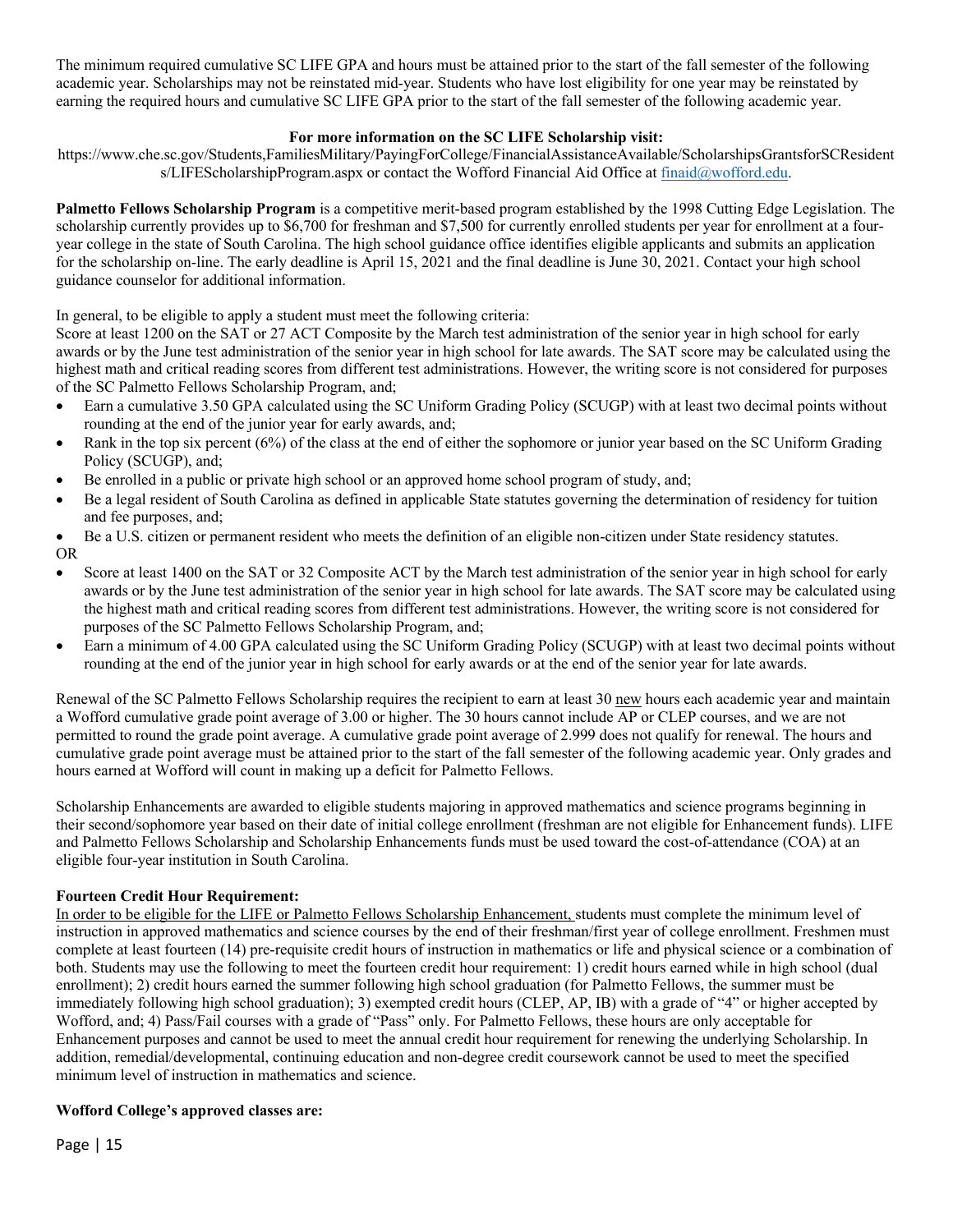The minimum required cumulative SC LIFE GPA and hours must be attained prior to the start of the fall semester of the following academic year. Scholarships may not be reinstated mid-year. Students who have lost eligibility for one year may be reinstated by earning the required hours and cumulative SC LIFE GPA prior to the start of the fall semester of the following academic year.

**For more information on the SC LIFE Scholarship visit:**

https://www.che.sc.gov/Students,FamiliesMilitary/PayingForCollege/FinancialAssistanceAvailable/ScholarshipsGrantsforSCResidents/LIFEScholarshipProgram.aspx or contact the Wofford Financial Aid Office at finaid@wofford.edu.

**Palmetto Fellows Scholarship Program** is a competitive merit-based program established by the 1998 Cutting Edge Legislation. The scholarship currently provides up to $6,700 for freshman and $7,500 for currently enrolled students per year for enrollment at a four-year college in the state of South Carolina. The high school guidance office identifies eligible applicants and submits an application for the scholarship on-line. The early deadline is April 15, 2021 and the final deadline is June 30, 2021. Contact your high school guidance counselor for additional information.

In general, to be eligible to apply a student must meet the following criteria:

Score at least 1200 on the SAT or 27 ACT Composite by the March test administration of the senior year in high school for early awards or by the June test administration of the senior year in high school for late awards. The SAT score may be calculated using the highest math and critical reading scores from different test administrations. However, the writing score is not considered for purposes of the SC Palmetto Fellows Scholarship Program, and;

- Earn a cumulative 3.50 GPA calculated using the SC Uniform Grading Policy (SCUGP) with at least two decimal points without rounding at the end of the junior year for early awards, and;
- Rank in the top six percent (6%) of the class at the end of either the sophomore or junior year based on the SC Uniform Grading Policy (SCUGP), and;
- Be enrolled in a public or private high school or an approved home school program of study, and;
- Be a legal resident of South Carolina as defined in applicable State statutes governing the determination of residency for tuition and fee purposes, and;
- Be a U.S. citizen or permanent resident who meets the definition of an eligible non-citizen under State residency statutes.

OR

- Score at least 1400 on the SAT or 32 Composite ACT by the March test administration of the senior year in high school for early awards or by the June test administration of the senior year in high school for late awards. The SAT score may be calculated using the highest math and critical reading scores from different test administrations. However, the writing score is not considered for purposes of the SC Palmetto Fellows Scholarship Program, and;
- Earn a minimum of 4.00 GPA calculated using the SC Uniform Grading Policy (SCUGP) with at least two decimal points without rounding at the end of the junior year in high school for early awards or at the end of the senior year for late awards.

Renewal of the SC Palmetto Fellows Scholarship requires the recipient to earn at least 30 new hours each academic year and maintain a Wofford cumulative grade point average of 3.00 or higher. The 30 hours cannot include AP or CLEP courses, and we are not permitted to round the grade point average. A cumulative grade point average of 2.999 does not qualify for renewal. The hours and cumulative grade point average must be attained prior to the start of the fall semester of the following academic year. Only grades and hours earned at Wofford will count in making up a deficit for Palmetto Fellows.

Scholarship Enhancements are awarded to eligible students majoring in approved mathematics and science programs beginning in their second/sophomore year based on their date of initial college enrollment (freshman are not eligible for Enhancement funds). LIFE and Palmetto Fellows Scholarship and Scholarship Enhancements funds must be used toward the cost-of-attendance (COA) at an eligible four-year institution in South Carolina.

**Fourteen Credit Hour Requirement:**

In order to be eligible for the LIFE or Palmetto Fellows Scholarship Enhancement, students must complete the minimum level of instruction in approved mathematics and science courses by the end of their freshman/first year of college enrollment. Freshmen must complete at least fourteen (14) pre-requisite credit hours of instruction in mathematics or life and physical science or a combination of both. Students may use the following to meet the fourteen credit hour requirement: 1) credit hours earned while in high school (dual enrollment); 2) credit hours earned the summer following high school graduation (for Palmetto Fellows, the summer must be immediately following high school graduation); 3) exempted credit hours (CLEP, AP, IB) with a grade of "4" or higher accepted by Wofford, and; 4) Pass/Fail courses with a grade of "Pass" only. For Palmetto Fellows, these hours are only acceptable for Enhancement purposes and cannot be used to meet the annual credit hour requirement for renewing the underlying Scholarship. In addition, remedial/developmental, continuing education and non-degree credit coursework cannot be used to meet the specified minimum level of instruction in mathematics and science.

**Wofford College's approved classes are:**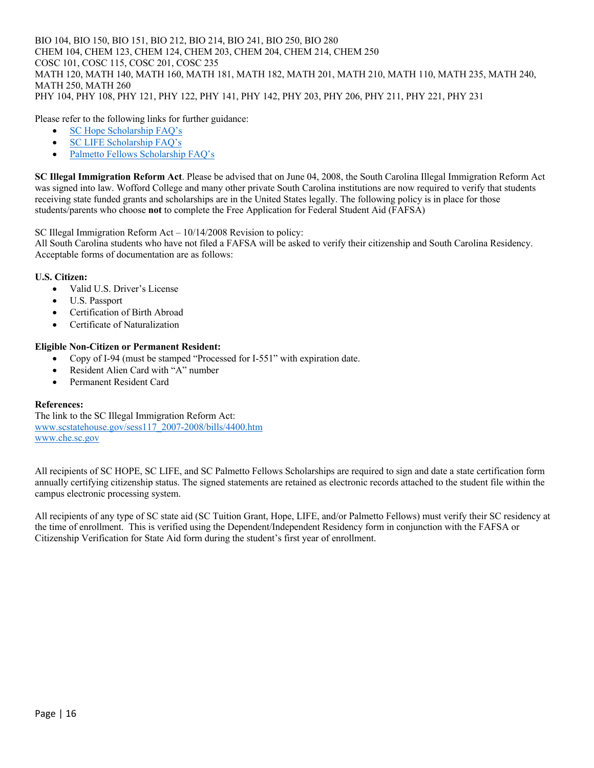BIO 104, BIO 150, BIO 151, BIO 212, BIO 214, BIO 241, BIO 250, BIO 280
CHEM 104, CHEM 123, CHEM 124, CHEM 203, CHEM 204, CHEM 214, CHEM 250
COSC 101, COSC 115, COSC 201, COSC 235
MATH 120, MATH 140, MATH 160, MATH 181, MATH 182, MATH 201, MATH 210, MATH 110, MATH 235, MATH 240, MATH 250, MATH 260
PHY 104, PHY 108, PHY 121, PHY 122, PHY 141, PHY 142, PHY 203, PHY 206, PHY 211, PHY 221, PHY 231

Please refer to the following links for further guidance:

- SC Hope Scholarship FAQ's
- SC LIFE Scholarship FAQ's
- Palmetto Fellows Scholarship FAQ's

**SC Illegal Immigration Reform Act**. Please be advised that on June 04, 2008, the South Carolina Illegal Immigration Reform Act was signed into law. Wofford College and many other private South Carolina institutions are now required to verify that students receiving state funded grants and scholarships are in the United States legally. The following policy is in place for those students/parents who choose **not** to complete the Free Application for Federal Student Aid (FAFSA)

SC Illegal Immigration Reform Act – 10/14/2008 Revision to policy:
All South Carolina students who have not filed a FAFSA will be asked to verify their citizenship and South Carolina Residency. Acceptable forms of documentation are as follows:

**U.S. Citizen:**

- Valid U.S. Driver's License
- U.S. Passport
- Certification of Birth Abroad
- Certificate of Naturalization

**Eligible Non-Citizen or Permanent Resident:**

- Copy of I-94 (must be stamped "Processed for I-551" with expiration date.
- Resident Alien Card with "A" number
- Permanent Resident Card

**References:**
The link to the SC Illegal Immigration Reform Act:
www.scstatehouse.gov/sess117_2007-2008/bills/4400.htm
www.che.sc.gov

All recipients of SC HOPE, SC LIFE, and SC Palmetto Fellows Scholarships are required to sign and date a state certification form annually certifying citizenship status. The signed statements are retained as electronic records attached to the student file within the campus electronic processing system.

All recipients of any type of SC state aid (SC Tuition Grant, Hope, LIFE, and/or Palmetto Fellows) must verify their SC residency at the time of enrollment. This is verified using the Dependent/Independent Residency form in conjunction with the FAFSA or Citizenship Verification for State Aid form during the student's first year of enrollment.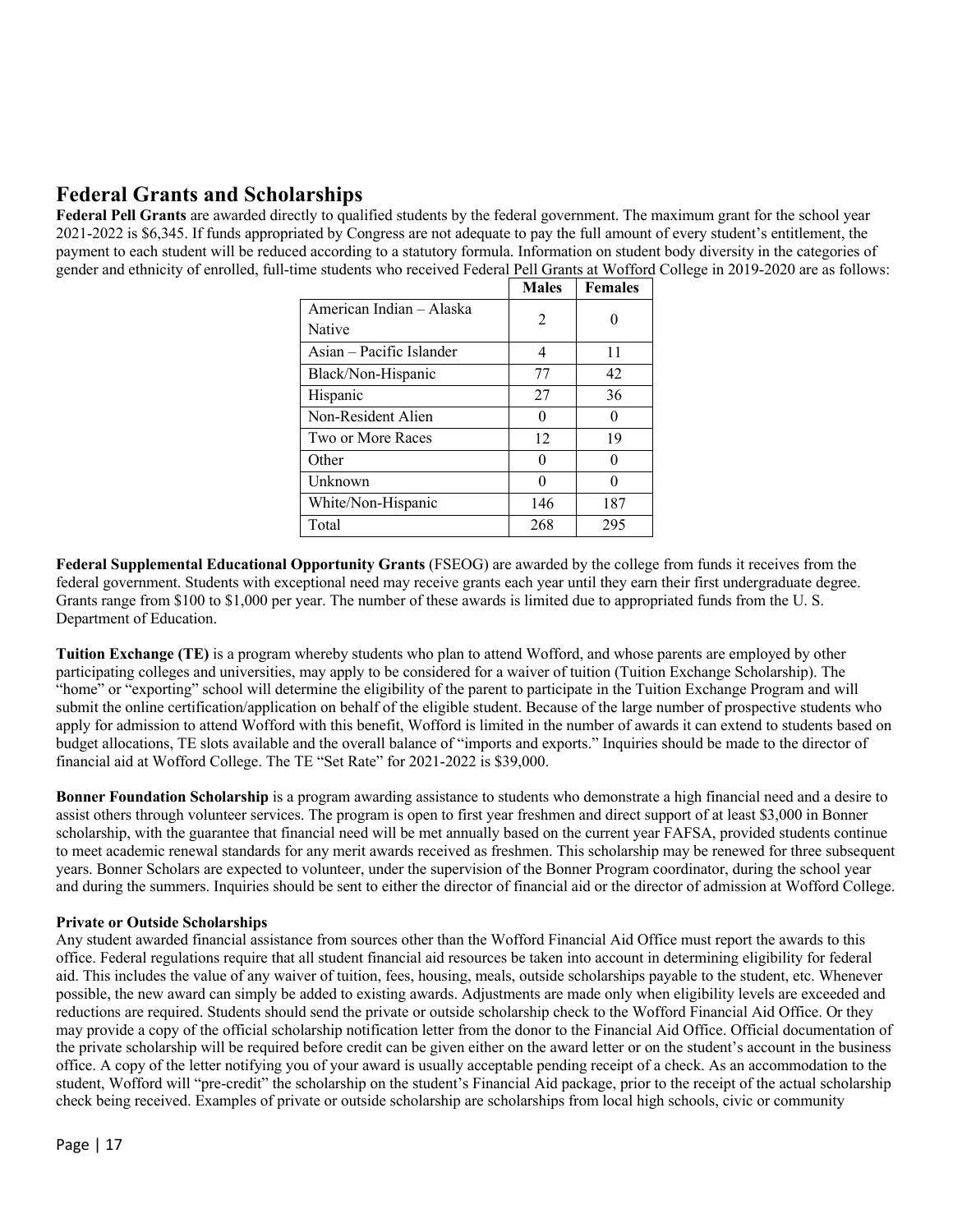## Federal Grants and Scholarships

**Federal Pell Grants** are awarded directly to qualified students by the federal government. The maximum grant for the school year 2021-2022 is $6,345. If funds appropriated by Congress are not adequate to pay the full amount of every student's entitlement, the payment to each student will be reduced according to a statutory formula. Information on student body diversity in the categories of gender and ethnicity of enrolled, full-time students who received Federal Pell Grants at Wofford College in 2019-2020 are as follows:

| | Males | Females |
|---|---|---|
| American Indian – Alaska Native | 2 | 0 |
| Asian – Pacific Islander | 4 | 11 |
| Black/Non-Hispanic | 77 | 42 |
| Hispanic | 27 | 36 |
| Non-Resident Alien | 0 | 0 |
| Two or More Races | 12 | 19 |
| Other | 0 | 0 |
| Unknown | 0 | 0 |
| White/Non-Hispanic | 146 | 187 |
| Total | 268 | 295 |

**Federal Supplemental Educational Opportunity Grants** (FSEOG) are awarded by the college from funds it receives from the federal government. Students with exceptional need may receive grants each year until they earn their first undergraduate degree. Grants range from $100 to $1,000 per year. The number of these awards is limited due to appropriated funds from the U. S. Department of Education.

**Tuition Exchange (TE)** is a program whereby students who plan to attend Wofford, and whose parents are employed by other participating colleges and universities, may apply to be considered for a waiver of tuition (Tuition Exchange Scholarship). The "home" or "exporting" school will determine the eligibility of the parent to participate in the Tuition Exchange Program and will submit the online certification/application on behalf of the eligible student. Because of the large number of prospective students who apply for admission to attend Wofford with this benefit, Wofford is limited in the number of awards it can extend to students based on budget allocations, TE slots available and the overall balance of "imports and exports." Inquiries should be made to the director of financial aid at Wofford College. The TE "Set Rate" for 2021-2022 is $39,000.

**Bonner Foundation Scholarship** is a program awarding assistance to students who demonstrate a high financial need and a desire to assist others through volunteer services. The program is open to first year freshmen and direct support of at least $3,000 in Bonner scholarship, with the guarantee that financial need will be met annually based on the current year FAFSA, provided students continue to meet academic renewal standards for any merit awards received as freshmen. This scholarship may be renewed for three subsequent years. Bonner Scholars are expected to volunteer, under the supervision of the Bonner Program coordinator, during the school year and during the summers. Inquiries should be sent to either the director of financial aid or the director of admission at Wofford College.

**Private or Outside Scholarships**

Any student awarded financial assistance from sources other than the Wofford Financial Aid Office must report the awards to this office. Federal regulations require that all student financial aid resources be taken into account in determining eligibility for federal aid. This includes the value of any waiver of tuition, fees, housing, meals, outside scholarships payable to the student, etc. Whenever possible, the new award can simply be added to existing awards. Adjustments are made only when eligibility levels are exceeded and reductions are required. Students should send the private or outside scholarship check to the Wofford Financial Aid Office. Or they may provide a copy of the official scholarship notification letter from the donor to the Financial Aid Office. Official documentation of the private scholarship will be required before credit can be given either on the award letter or on the student's account in the business office. A copy of the letter notifying you of your award is usually acceptable pending receipt of a check. As an accommodation to the student, Wofford will "pre-credit" the scholarship on the student's Financial Aid package, prior to the receipt of the actual scholarship check being received. Examples of private or outside scholarship are scholarships from local high schools, civic or community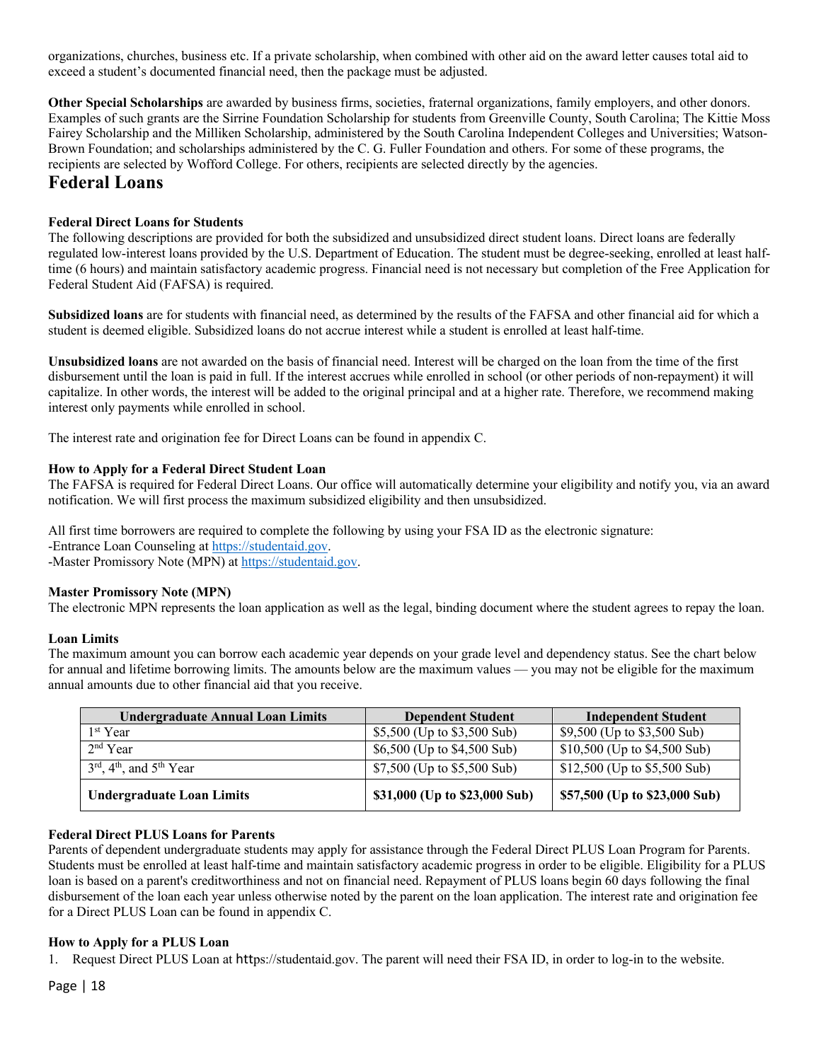organizations, churches, business etc. If a private scholarship, when combined with other aid on the award letter causes total aid to exceed a student's documented financial need, then the package must be adjusted.

**Other Special Scholarships** are awarded by business firms, societies, fraternal organizations, family employers, and other donors. Examples of such grants are the Sirrine Foundation Scholarship for students from Greenville County, South Carolina; The Kittie Moss Fairey Scholarship and the Milliken Scholarship, administered by the South Carolina Independent Colleges and Universities; Watson-Brown Foundation; and scholarships administered by the C. G. Fuller Foundation and others. For some of these programs, the recipients are selected by Wofford College. For others, recipients are selected directly by the agencies.

# Federal Loans

**Federal Direct Loans for Students**

The following descriptions are provided for both the subsidized and unsubsidized direct student loans. Direct loans are federally regulated low-interest loans provided by the U.S. Department of Education. The student must be degree-seeking, enrolled at least half-time (6 hours) and maintain satisfactory academic progress. Financial need is not necessary but completion of the Free Application for Federal Student Aid (FAFSA) is required.

**Subsidized loans** are for students with financial need, as determined by the results of the FAFSA and other financial aid for which a student is deemed eligible. Subsidized loans do not accrue interest while a student is enrolled at least half-time.

**Unsubsidized loans** are not awarded on the basis of financial need. Interest will be charged on the loan from the time of the first disbursement until the loan is paid in full. If the interest accrues while enrolled in school (or other periods of non-repayment) it will capitalize. In other words, the interest will be added to the original principal and at a higher rate. Therefore, we recommend making interest only payments while enrolled in school.

The interest rate and origination fee for Direct Loans can be found in appendix C.

**How to Apply for a Federal Direct Student Loan**

The FAFSA is required for Federal Direct Loans. Our office will automatically determine your eligibility and notify you, via an award notification. We will first process the maximum subsidized eligibility and then unsubsidized.

All first time borrowers are required to complete the following by using your FSA ID as the electronic signature:
-Entrance Loan Counseling at https://studentaid.gov.
-Master Promissory Note (MPN) at https://studentaid.gov.

**Master Promissory Note (MPN)**

The electronic MPN represents the loan application as well as the legal, binding document where the student agrees to repay the loan.

**Loan Limits**

The maximum amount you can borrow each academic year depends on your grade level and dependency status. See the chart below for annual and lifetime borrowing limits. The amounts below are the maximum values — you may not be eligible for the maximum annual amounts due to other financial aid that you receive.

| Undergraduate Annual Loan Limits | Dependent Student | Independent Student |
|---|---|---|
| 1st Year | $5,500 (Up to $3,500 Sub) | $9,500 (Up to $3,500 Sub) |
| 2nd Year | $6,500 (Up to $4,500 Sub) | $10,500 (Up to $4,500 Sub) |
| 3rd, 4th, and 5th Year | $7,500 (Up to $5,500 Sub) | $12,500 (Up to $5,500 Sub) |
| **Undergraduate Loan Limits** | **$31,000 (Up to $23,000 Sub)** | **$57,500 (Up to $23,000 Sub)** |

**Federal Direct PLUS Loans for Parents**

Parents of dependent undergraduate students may apply for assistance through the Federal Direct PLUS Loan Program for Parents. Students must be enrolled at least half-time and maintain satisfactory academic progress in order to be eligible. Eligibility for a PLUS loan is based on a parent's creditworthiness and not on financial need. Repayment of PLUS loans begin 60 days following the final disbursement of the loan each year unless otherwise noted by the parent on the loan application. The interest rate and origination fee for a Direct PLUS Loan can be found in appendix C.

**How to Apply for a PLUS Loan**

1. Request Direct PLUS Loan at https://studentaid.gov. The parent will need their FSA ID, in order to log-in to the website.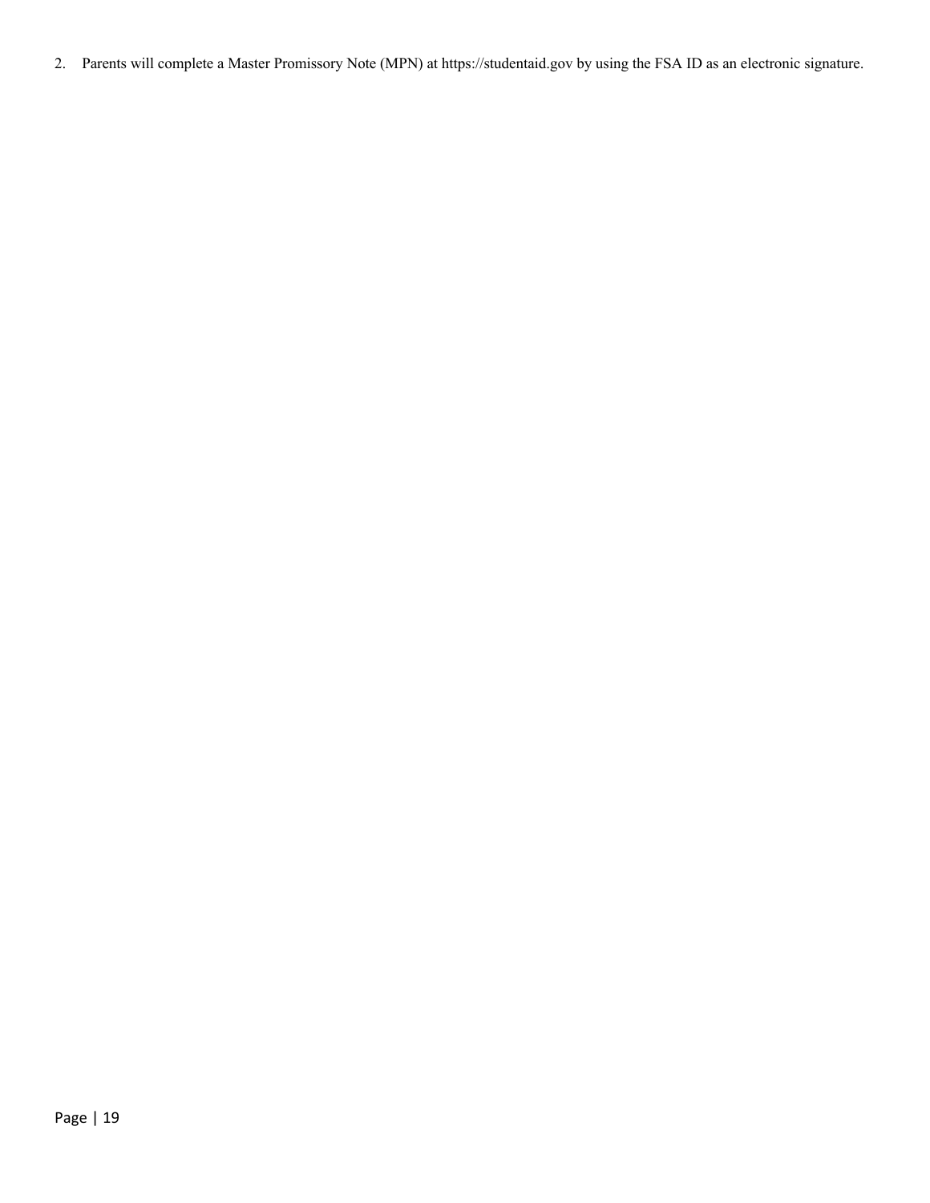2. Parents will complete a Master Promissory Note (MPN) at https://studentaid.gov by using the FSA ID as an electronic signature.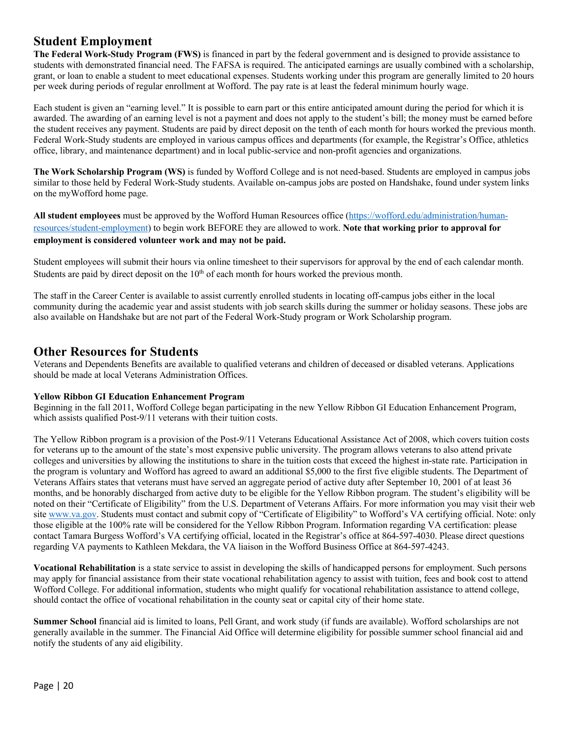## Student Employment

**The Federal Work-Study Program (FWS)** is financed in part by the federal government and is designed to provide assistance to students with demonstrated financial need. The FAFSA is required. The anticipated earnings are usually combined with a scholarship, grant, or loan to enable a student to meet educational expenses. Students working under this program are generally limited to 20 hours per week during periods of regular enrollment at Wofford. The pay rate is at least the federal minimum hourly wage.

Each student is given an "earning level." It is possible to earn part or this entire anticipated amount during the period for which it is awarded. The awarding of an earning level is not a payment and does not apply to the student's bill; the money must be earned before the student receives any payment. Students are paid by direct deposit on the tenth of each month for hours worked the previous month. Federal Work-Study students are employed in various campus offices and departments (for example, the Registrar's Office, athletics office, library, and maintenance department) and in local public-service and non-profit agencies and organizations.

**The Work Scholarship Program (WS)** is funded by Wofford College and is not need-based. Students are employed in campus jobs similar to those held by Federal Work-Study students. Available on-campus jobs are posted on Handshake, found under system links on the myWofford home page.

**All student employees** must be approved by the Wofford Human Resources office (https://wofford.edu/administration/human-resources/student-employment) to begin work BEFORE they are allowed to work. **Note that working prior to approval for employment is considered volunteer work and may not be paid.**

Student employees will submit their hours via online timesheet to their supervisors for approval by the end of each calendar month. Students are paid by direct deposit on the 10th of each month for hours worked the previous month.

The staff in the Career Center is available to assist currently enrolled students in locating off-campus jobs either in the local community during the academic year and assist students with job search skills during the summer or holiday seasons. These jobs are also available on Handshake but are not part of the Federal Work-Study program or Work Scholarship program.

## Other Resources for Students

Veterans and Dependents Benefits are available to qualified veterans and children of deceased or disabled veterans. Applications should be made at local Veterans Administration Offices.

**Yellow Ribbon GI Education Enhancement Program**

Beginning in the fall 2011, Wofford College began participating in the new Yellow Ribbon GI Education Enhancement Program, which assists qualified Post-9/11 veterans with their tuition costs.

The Yellow Ribbon program is a provision of the Post-9/11 Veterans Educational Assistance Act of 2008, which covers tuition costs for veterans up to the amount of the state's most expensive public university. The program allows veterans to also attend private colleges and universities by allowing the institutions to share in the tuition costs that exceed the highest in-state rate. Participation in the program is voluntary and Wofford has agreed to award an additional $5,000 to the first five eligible students. The Department of Veterans Affairs states that veterans must have served an aggregate period of active duty after September 10, 2001 of at least 36 months, and be honorably discharged from active duty to be eligible for the Yellow Ribbon program. The student's eligibility will be noted on their "Certificate of Eligibility" from the U.S. Department of Veterans Affairs. For more information you may visit their web site www.va.gov. Students must contact and submit copy of "Certificate of Eligibility" to Wofford's VA certifying official. Note: only those eligible at the 100% rate will be considered for the Yellow Ribbon Program. Information regarding VA certification: please contact Tamara Burgess Wofford's VA certifying official, located in the Registrar's office at 864-597-4030. Please direct questions regarding VA payments to Kathleen Mekdara, the VA liaison in the Wofford Business Office at 864-597-4243.

**Vocational Rehabilitation** is a state service to assist in developing the skills of handicapped persons for employment. Such persons may apply for financial assistance from their state vocational rehabilitation agency to assist with tuition, fees and book cost to attend Wofford College. For additional information, students who might qualify for vocational rehabilitation assistance to attend college, should contact the office of vocational rehabilitation in the county seat or capital city of their home state.

**Summer School** financial aid is limited to loans, Pell Grant, and work study (if funds are available). Wofford scholarships are not generally available in the summer. The Financial Aid Office will determine eligibility for possible summer school financial aid and notify the students of any aid eligibility.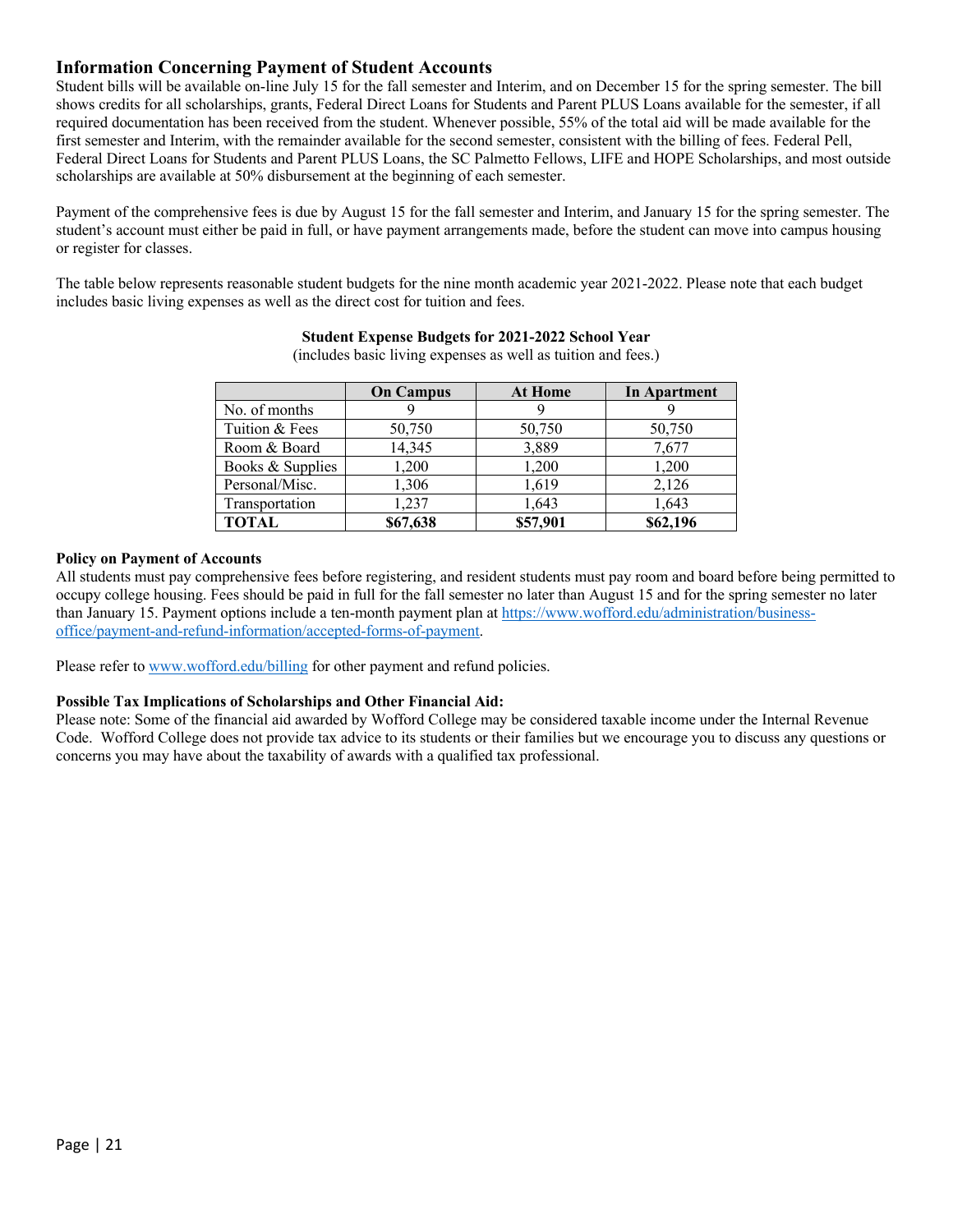## Information Concerning Payment of Student Accounts

Student bills will be available on-line July 15 for the fall semester and Interim, and on December 15 for the spring semester. The bill shows credits for all scholarships, grants, Federal Direct Loans for Students and Parent PLUS Loans available for the semester, if all required documentation has been received from the student. Whenever possible, 55% of the total aid will be made available for the first semester and Interim, with the remainder available for the second semester, consistent with the billing of fees. Federal Pell, Federal Direct Loans for Students and Parent PLUS Loans, the SC Palmetto Fellows, LIFE and HOPE Scholarships, and most outside scholarships are available at 50% disbursement at the beginning of each semester.

Payment of the comprehensive fees is due by August 15 for the fall semester and Interim, and January 15 for the spring semester. The student's account must either be paid in full, or have payment arrangements made, before the student can move into campus housing or register for classes.

The table below represents reasonable student budgets for the nine month academic year 2021-2022. Please note that each budget includes basic living expenses as well as the direct cost for tuition and fees.

**Student Expense Budgets for 2021-2022 School Year**

(includes basic living expenses as well as tuition and fees.)

| | On Campus | At Home | In Apartment |
|---|---|---|---|
| No. of months | 9 | 9 | 9 |
| Tuition & Fees | 50,750 | 50,750 | 50,750 |
| Room & Board | 14,345 | 3,889 | 7,677 |
| Books & Supplies | 1,200 | 1,200 | 1,200 |
| Personal/Misc. | 1,306 | 1,619 | 2,126 |
| Transportation | 1,237 | 1,643 | 1,643 |
| **TOTAL** | **$67,638** | **$57,901** | **$62,196** |

**Policy on Payment of Accounts**

All students must pay comprehensive fees before registering, and resident students must pay room and board before being permitted to occupy college housing. Fees should be paid in full for the fall semester no later than August 15 and for the spring semester no later than January 15. Payment options include a ten-month payment plan at [https://www.wofford.edu/administration/business-office/payment-and-refund-information/accepted-forms-of-payment](https://www.wofford.edu/administration/business-office/payment-and-refund-information/accepted-forms-of-payment).

Please refer to [www.wofford.edu/billing](http://www.wofford.edu/billing) for other payment and refund policies.

**Possible Tax Implications of Scholarships and Other Financial Aid:**

Please note: Some of the financial aid awarded by Wofford College may be considered taxable income under the Internal Revenue Code. Wofford College does not provide tax advice to its students or their families but we encourage you to discuss any questions or concerns you may have about the taxability of awards with a qualified tax professional.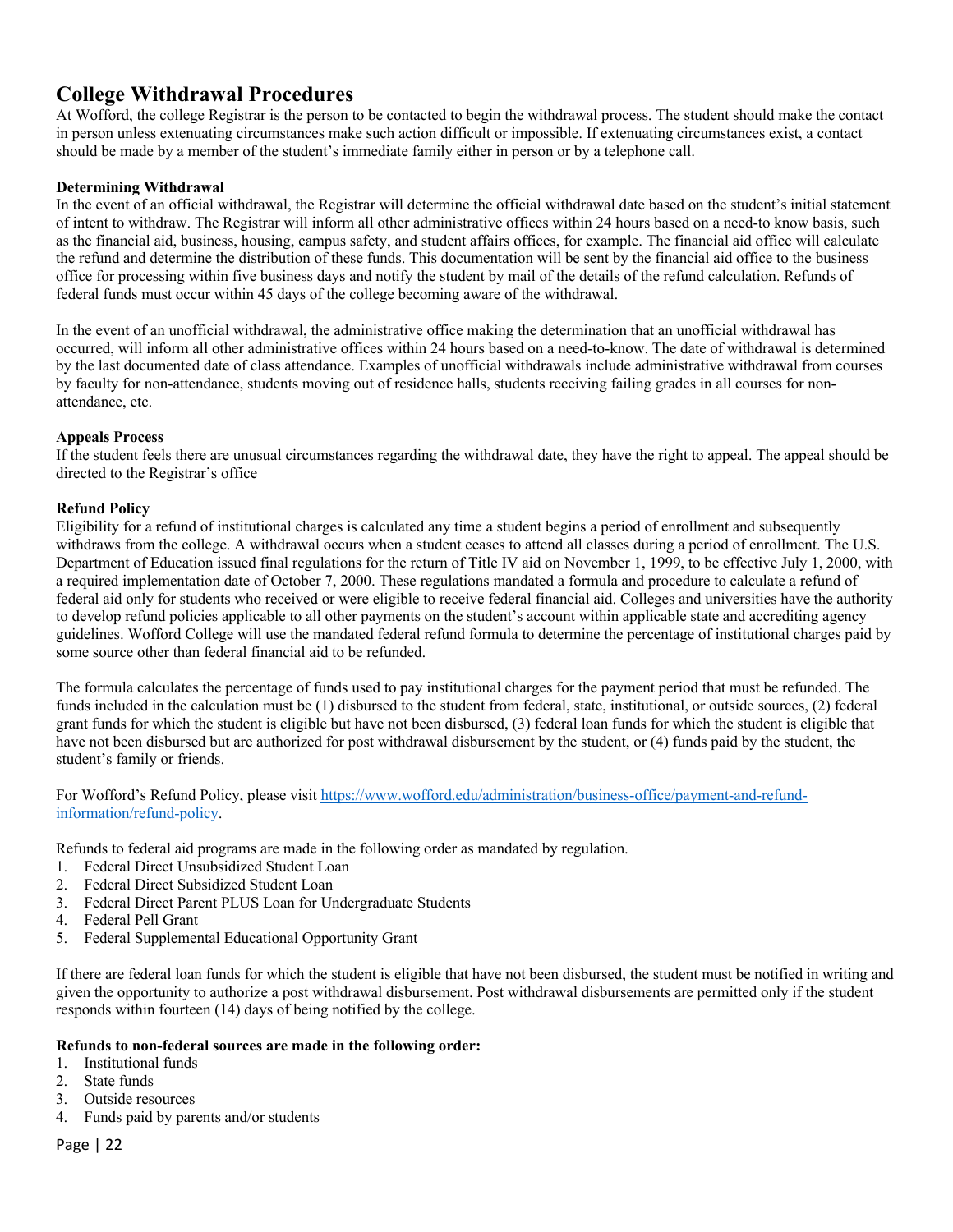# College Withdrawal Procedures

At Wofford, the college Registrar is the person to be contacted to begin the withdrawal process. The student should make the contact in person unless extenuating circumstances make such action difficult or impossible. If extenuating circumstances exist, a contact should be made by a member of the student's immediate family either in person or by a telephone call.

**Determining Withdrawal**

In the event of an official withdrawal, the Registrar will determine the official withdrawal date based on the student's initial statement of intent to withdraw. The Registrar will inform all other administrative offices within 24 hours based on a need-to know basis, such as the financial aid, business, housing, campus safety, and student affairs offices, for example. The financial aid office will calculate the refund and determine the distribution of these funds. This documentation will be sent by the financial aid office to the business office for processing within five business days and notify the student by mail of the details of the refund calculation. Refunds of federal funds must occur within 45 days of the college becoming aware of the withdrawal.

In the event of an unofficial withdrawal, the administrative office making the determination that an unofficial withdrawal has occurred, will inform all other administrative offices within 24 hours based on a need-to-know. The date of withdrawal is determined by the last documented date of class attendance. Examples of unofficial withdrawals include administrative withdrawal from courses by faculty for non-attendance, students moving out of residence halls, students receiving failing grades in all courses for non-attendance, etc.

**Appeals Process**

If the student feels there are unusual circumstances regarding the withdrawal date, they have the right to appeal. The appeal should be directed to the Registrar's office

**Refund Policy**

Eligibility for a refund of institutional charges is calculated any time a student begins a period of enrollment and subsequently withdraws from the college. A withdrawal occurs when a student ceases to attend all classes during a period of enrollment. The U.S. Department of Education issued final regulations for the return of Title IV aid on November 1, 1999, to be effective July 1, 2000, with a required implementation date of October 7, 2000. These regulations mandated a formula and procedure to calculate a refund of federal aid only for students who received or were eligible to receive federal financial aid. Colleges and universities have the authority to develop refund policies applicable to all other payments on the student's account within applicable state and accrediting agency guidelines. Wofford College will use the mandated federal refund formula to determine the percentage of institutional charges paid by some source other than federal financial aid to be refunded.

The formula calculates the percentage of funds used to pay institutional charges for the payment period that must be refunded. The funds included in the calculation must be (1) disbursed to the student from federal, state, institutional, or outside sources, (2) federal grant funds for which the student is eligible but have not been disbursed, (3) federal loan funds for which the student is eligible that have not been disbursed but are authorized for post withdrawal disbursement by the student, or (4) funds paid by the student, the student's family or friends.

For Wofford's Refund Policy, please visit [https://www.wofford.edu/administration/business-office/payment-and-refund-information/refund-policy](https://www.wofford.edu/administration/business-office/payment-and-refund-information/refund-policy).

Refunds to federal aid programs are made in the following order as mandated by regulation.

1. Federal Direct Unsubsidized Student Loan
2. Federal Direct Subsidized Student Loan
3. Federal Direct Parent PLUS Loan for Undergraduate Students
4. Federal Pell Grant
5. Federal Supplemental Educational Opportunity Grant

If there are federal loan funds for which the student is eligible that have not been disbursed, the student must be notified in writing and given the opportunity to authorize a post withdrawal disbursement. Post withdrawal disbursements are permitted only if the student responds within fourteen (14) days of being notified by the college.

**Refunds to non-federal sources are made in the following order:**

1. Institutional funds
2. State funds
3. Outside resources
4. Funds paid by parents and/or students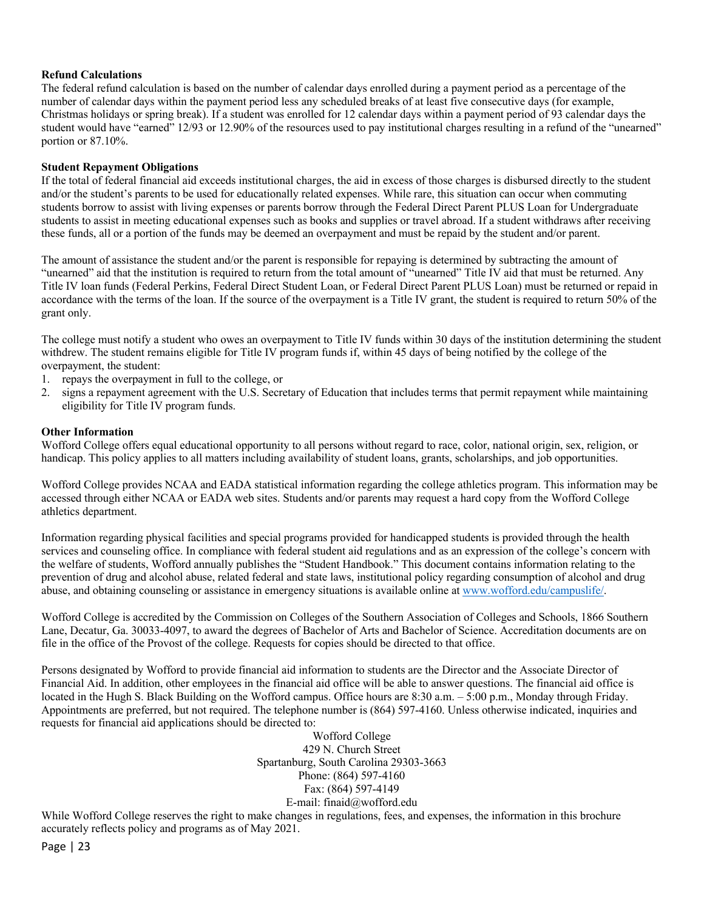**Refund Calculations**

The federal refund calculation is based on the number of calendar days enrolled during a payment period as a percentage of the number of calendar days within the payment period less any scheduled breaks of at least five consecutive days (for example, Christmas holidays or spring break). If a student was enrolled for 12 calendar days within a payment period of 93 calendar days the student would have "earned" 12/93 or 12.90% of the resources used to pay institutional charges resulting in a refund of the "unearned" portion or 87.10%.

**Student Repayment Obligations**

If the total of federal financial aid exceeds institutional charges, the aid in excess of those charges is disbursed directly to the student and/or the student's parents to be used for educationally related expenses. While rare, this situation can occur when commuting students borrow to assist with living expenses or parents borrow through the Federal Direct Parent PLUS Loan for Undergraduate students to assist in meeting educational expenses such as books and supplies or travel abroad. If a student withdraws after receiving these funds, all or a portion of the funds may be deemed an overpayment and must be repaid by the student and/or parent.

The amount of assistance the student and/or the parent is responsible for repaying is determined by subtracting the amount of "unearned" aid that the institution is required to return from the total amount of "unearned" Title IV aid that must be returned. Any Title IV loan funds (Federal Perkins, Federal Direct Student Loan, or Federal Direct Parent PLUS Loan) must be returned or repaid in accordance with the terms of the loan. If the source of the overpayment is a Title IV grant, the student is required to return 50% of the grant only.

The college must notify a student who owes an overpayment to Title IV funds within 30 days of the institution determining the student withdrew. The student remains eligible for Title IV program funds if, within 45 days of being notified by the college of the overpayment, the student:

1. repays the overpayment in full to the college, or
2. signs a repayment agreement with the U.S. Secretary of Education that includes terms that permit repayment while maintaining eligibility for Title IV program funds.

**Other Information**

Wofford College offers equal educational opportunity to all persons without regard to race, color, national origin, sex, religion, or handicap. This policy applies to all matters including availability of student loans, grants, scholarships, and job opportunities.

Wofford College provides NCAA and EADA statistical information regarding the college athletics program. This information may be accessed through either NCAA or EADA web sites. Students and/or parents may request a hard copy from the Wofford College athletics department.

Information regarding physical facilities and special programs provided for handicapped students is provided through the health services and counseling office. In compliance with federal student aid regulations and as an expression of the college's concern with the welfare of students, Wofford annually publishes the "Student Handbook." This document contains information relating to the prevention of drug and alcohol abuse, related federal and state laws, institutional policy regarding consumption of alcohol and drug abuse, and obtaining counseling or assistance in emergency situations is available online at [www.wofford.edu/campuslife/](www.wofford.edu/campuslife/).

Wofford College is accredited by the Commission on Colleges of the Southern Association of Colleges and Schools, 1866 Southern Lane, Decatur, Ga. 30033-4097, to award the degrees of Bachelor of Arts and Bachelor of Science. Accreditation documents are on file in the office of the Provost of the college. Requests for copies should be directed to that office.

Persons designated by Wofford to provide financial aid information to students are the Director and the Associate Director of Financial Aid. In addition, other employees in the financial aid office will be able to answer questions. The financial aid office is located in the Hugh S. Black Building on the Wofford campus. Office hours are 8:30 a.m. – 5:00 p.m., Monday through Friday. Appointments are preferred, but not required. The telephone number is (864) 597-4160. Unless otherwise indicated, inquiries and requests for financial aid applications should be directed to:

Wofford College
429 N. Church Street
Spartanburg, South Carolina 29303-3663
Phone: (864) 597-4160
Fax: (864) 597-4149
E-mail: finaid@wofford.edu

While Wofford College reserves the right to make changes in regulations, fees, and expenses, the information in this brochure accurately reflects policy and programs as of May 2021.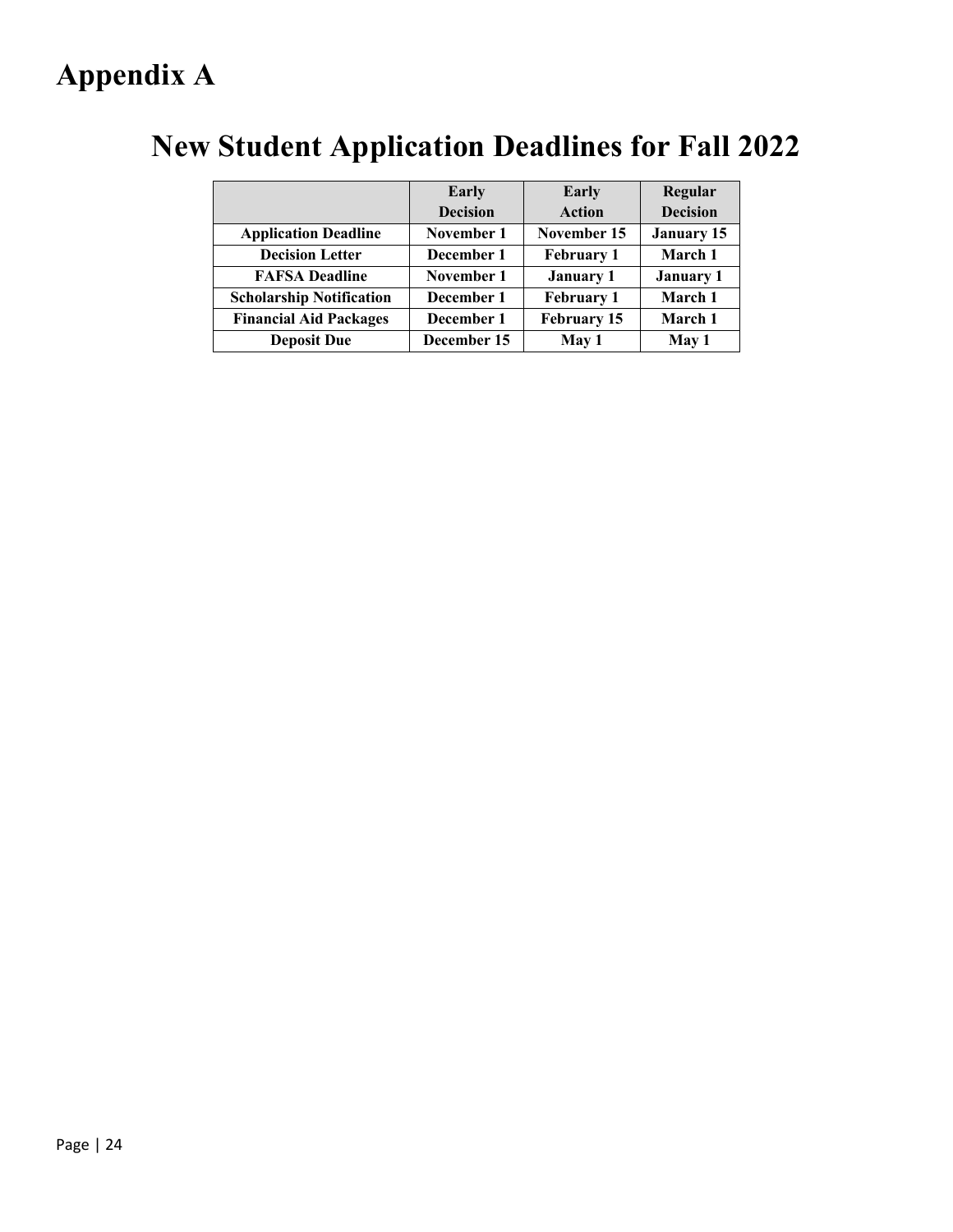# Appendix A

## New Student Application Deadlines for Fall 2022

| | Early Decision | Early Action | Regular Decision |
|---|---|---|---|
| **Application Deadline** | **November 1** | **November 15** | **January 15** |
| **Decision Letter** | **December 1** | **February 1** | **March 1** |
| **FAFSA Deadline** | **November 1** | **January 1** | **January 1** |
| **Scholarship Notification** | **December 1** | **February 1** | **March 1** |
| **Financial Aid Packages** | **December 1** | **February 15** | **March 1** |
| **Deposit Due** | **December 15** | **May 1** | **May 1** |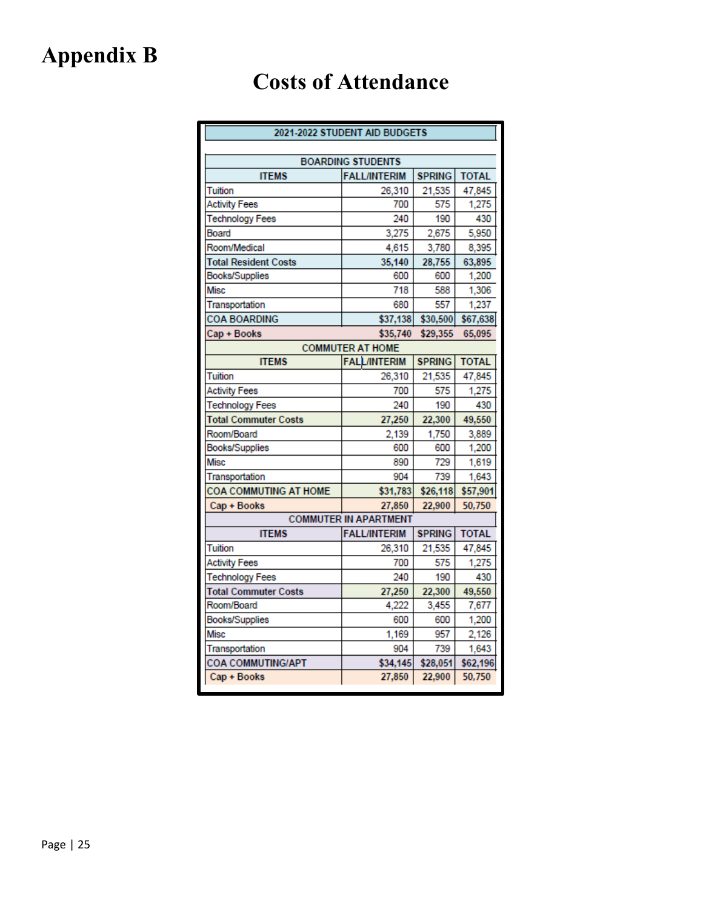# Appendix B

## Costs of Attendance

| 2021-2022 STUDENT AID BUDGETS | | | |
|---|---|---|---|
| **BOARDING STUDENTS** | | | |
| **ITEMS** | **FALL/INTERIM** | **SPRING** | **TOTAL** |
| Tuition | 26,310 | 21,535 | 47,845 |
| Activity Fees | 700 | 575 | 1,275 |
| Technology Fees | 240 | 190 | 430 |
| Board | 3,275 | 2,675 | 5,950 |
| Room/Medical | 4,615 | 3,780 | 8,395 |
| **Total Resident Costs** | **35,140** | **28,755** | **63,895** |
| Books/Supplies | 600 | 600 | 1,200 |
| Misc | 718 | 588 | 1,306 |
| Transportation | 680 | 557 | 1,237 |
| **COA BOARDING** | **$37,138** | **$30,500** | **$67,638** |
| **Cap + Books** | **$35,740** | **$29,355** | **65,095** |
| **COMMUTER AT HOME** | | | |
| **ITEMS** | **FALL/INTERIM** | **SPRING** | **TOTAL** |
| Tuition | 26,310 | 21,535 | 47,845 |
| Activity Fees | 700 | 575 | 1,275 |
| Technology Fees | 240 | 190 | 430 |
| **Total Commuter Costs** | **27,250** | **22,300** | **49,550** |
| Room/Board | 2,139 | 1,750 | 3,889 |
| Books/Supplies | 600 | 600 | 1,200 |
| Misc | 890 | 729 | 1,619 |
| Transportation | 904 | 739 | 1,643 |
| **COA COMMUTING AT HOME** | **$31,783** | **$26,118** | **$57,901** |
| **Cap + Books** | **27,850** | **22,900** | **50,750** |
| **COMMUTER IN APARTMENT** | | | |
| **ITEMS** | **FALL/INTERIM** | **SPRING** | **TOTAL** |
| Tuition | 26,310 | 21,535 | 47,845 |
| Activity Fees | 700 | 575 | 1,275 |
| Technology Fees | 240 | 190 | 430 |
| **Total Commuter Costs** | **27,250** | **22,300** | **49,550** |
| Room/Board | 4,222 | 3,455 | 7,677 |
| Books/Supplies | 600 | 600 | 1,200 |
| Misc | 1,169 | 957 | 2,126 |
| Transportation | 904 | 739 | 1,643 |
| **COA COMMUTING/APT** | **$34,145** | **$28,051** | **$62,196** |
| **Cap + Books** | **27,850** | **22,900** | **50,750** |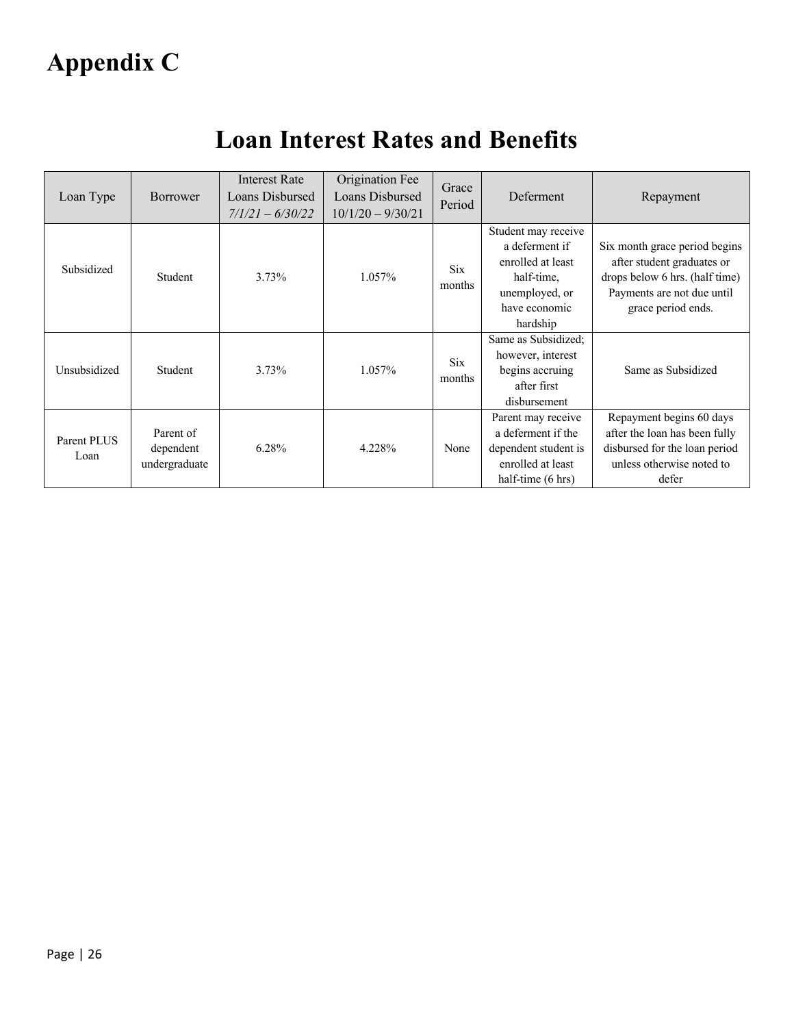# Appendix C

## Loan Interest Rates and Benefits

| Loan Type | Borrower | Interest Rate Loans Disbursed *7/1/21 – 6/30/22* | Origination Fee Loans Disbursed 10/1/20 – 9/30/21 | Grace Period | Deferment | Repayment |
|---|---|---|---|---|---|---|
| Subsidized | Student | 3.73% | 1.057% | Six months | Student may receive a deferment if enrolled at least half-time, unemployed, or have economic hardship | Six month grace period begins after student graduates or drops below 6 hrs. (half time) Payments are not due until grace period ends. |
| Unsubsidized | Student | 3.73% | 1.057% | Six months | Same as Subsidized; however, interest begins accruing after first disbursement | Same as Subsidized |
| Parent PLUS Loan | Parent of dependent undergraduate | 6.28% | 4.228% | None | Parent may receive a deferment if the dependent student is enrolled at least half-time (6 hrs) | Repayment begins 60 days after the loan has been fully disbursed for the loan period unless otherwise noted to defer |